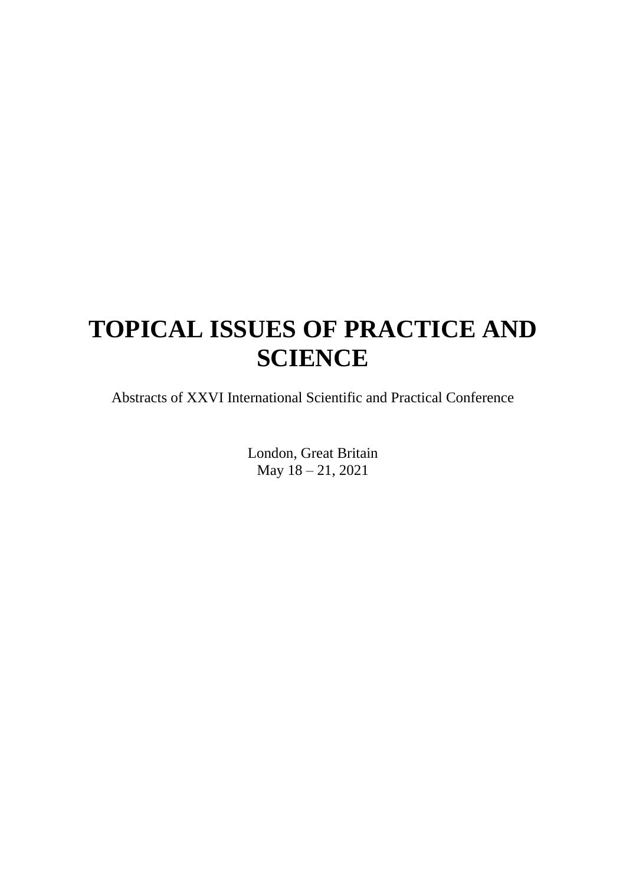# TOPICAL ISSUES OF PRACTICE AND SCIENCE

Abstracts of XXVI International Scientific and Practical Conference

London, Great Britain
May 18 – 21, 2021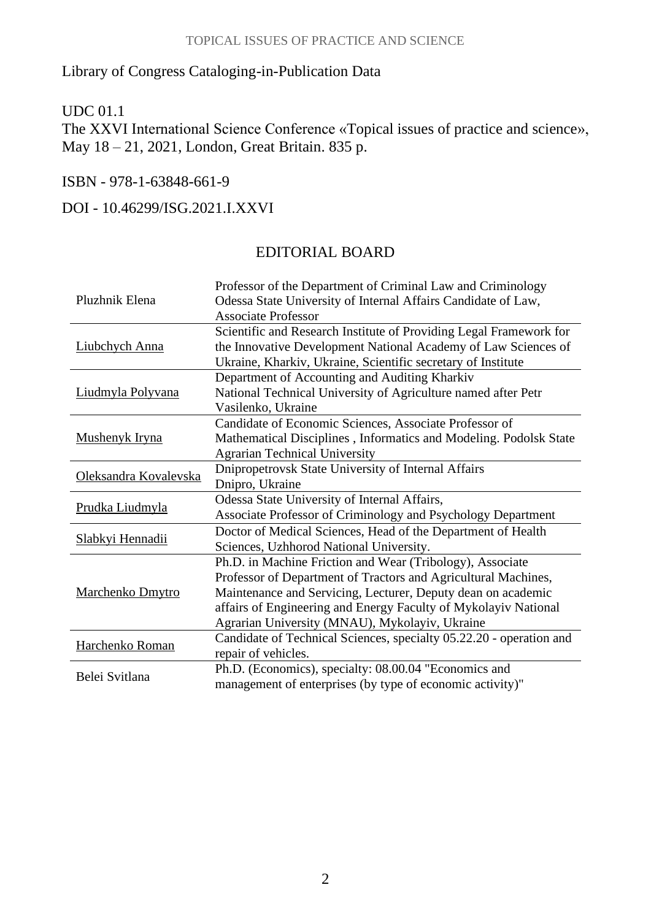Library of Congress Cataloging-in-Publication Data

UDC 01.1

The XXVI International Science Conference «Topical issues of practice and science», May 18 – 21, 2021, London, Great Britain. 835 p.

ISBN - 978-1-63848-661-9

DOI - 10.46299/ISG.2021.I.XXVI

## EDITORIAL BOARD

| | |
|---|---|
| Pluzhnik Elena | Professor of the Department of Criminal Law and Criminology Odessa State University of Internal Affairs Candidate of Law, Associate Professor |
| Liubchych Anna | Scientific and Research Institute of Providing Legal Framework for the Innovative Development National Academy of Law Sciences of Ukraine, Kharkiv, Ukraine, Scientific secretary of Institute |
| Liudmyla Polyvana | Department of Accounting and Auditing Kharkiv National Technical University of Agriculture named after Petr Vasilenko, Ukraine |
| Mushenyk Iryna | Candidate of Economic Sciences, Associate Professor of Mathematical Disciplines , Informatics and Modeling. Podolsk State Agrarian Technical University |
| Oleksandra Kovalevska | Dnipropetrovsk State University of Internal Affairs Dnipro, Ukraine |
| Prudka Liudmyla | Odessa State University of Internal Affairs, Associate Professor of Criminology and Psychology Department |
| Slabkyi Hennadii | Doctor of Medical Sciences, Head of the Department of Health Sciences, Uzhhorod National University. |
| Marchenko Dmytro | Ph.D. in Machine Friction and Wear (Tribology), Associate Professor of Department of Tractors and Agricultural Machines, Maintenance and Servicing, Lecturer, Deputy dean on academic affairs of Engineering and Energy Faculty of Mykolayiv National Agrarian University (MNAU), Mykolayiv, Ukraine |
| Harchenko Roman | Candidate of Technical Sciences, specialty 05.22.20 - operation and repair of vehicles. |
| Belei Svitlana | Ph.D. (Economics), specialty: 08.00.04 "Economics and management of enterprises (by type of economic activity)" |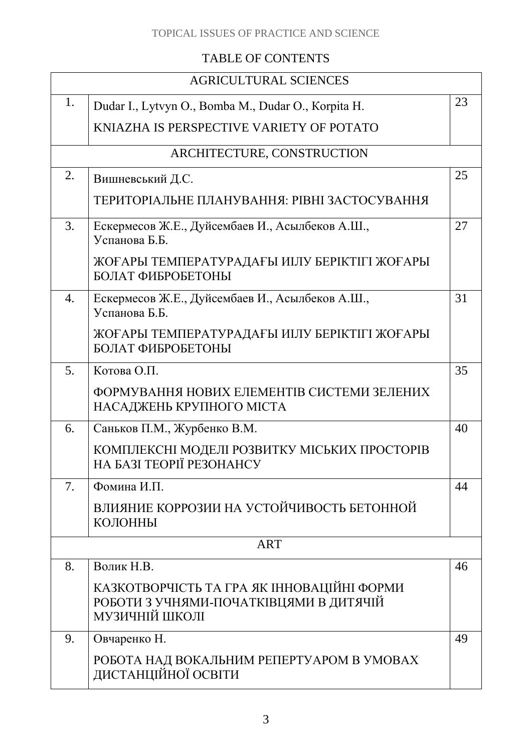TABLE OF CONTENTS

| | | |
|---|---|---|
| | AGRICULTURAL SCIENCES | |
| 1. | Dudar I., Lytvyn O., Bomba M., Dudar O., Korpita H.<br>KNIAZHA IS PERSPECTIVE VARIETY OF POTATO | 23 |
| | ARCHITECTURE, CONSTRUCTION | |
| 2. | Вишневський Д.С.<br>ТЕРИТОРІАЛЬНЕ ПЛАНУВАННЯ: РІВНІ ЗАСТОСУВАННЯ | 25 |
| 3. | Ескермесов Ж.Е., Дуйсембаев И., Асылбеков А.Ш., Успанова Б.Б.<br>ЖОҒАРЫ ТЕМПЕРАТУРАДАҒЫ ИІЛУ БЕРІКТІГІ ЖОҒАРЫ БОЛАТ ФИБРОБЕТОНЫ | 27 |
| 4. | Ескермесов Ж.Е., Дуйсембаев И., Асылбеков А.Ш., Успанова Б.Б.<br>ЖОҒАРЫ ТЕМПЕРАТУРАДАҒЫ ИІЛУ БЕРІКТІГІ ЖОҒАРЫ БОЛАТ ФИБРОБЕТОНЫ | 31 |
| 5. | Котова О.П.<br>ФОРМУВАННЯ НОВИХ ЕЛЕМЕНТІВ СИСТЕМИ ЗЕЛЕНИХ НАСАДЖЕНЬ КРУПНОГО МІСТА | 35 |
| 6. | Саньков П.М., Журбенко В.М.<br>КОМПЛЕКСНІ МОДЕЛІ РОЗВИТКУ МІСЬКИХ ПРОСТОРІВ НА БАЗІ ТЕОРІЇ РЕЗОНАНСУ | 40 |
| 7. | Фомина И.П.<br>ВЛИЯНИЕ КОРРОЗИИ НА УСТОЙЧИВОСТЬ БЕТОННОЙ КОЛОННЫ | 44 |
| | ART | |
| 8. | Волик Н.В.<br>КАЗКОТВОРЧІСТЬ ТА ГРА ЯК ІННОВАЦІЙНІ ФОРМИ РОБОТИ З УЧНЯМИ-ПОЧАТКІВЦЯМИ В ДИТЯЧІЙ МУЗИЧНІЙ ШКОЛІ | 46 |
| 9. | Овчаренко Н.<br>РОБОТА НАД ВОКАЛЬНИМ РЕПЕРТУАРОМ В УМОВАХ ДИСТАНЦІЙНОЇ ОСВІТИ | 49 |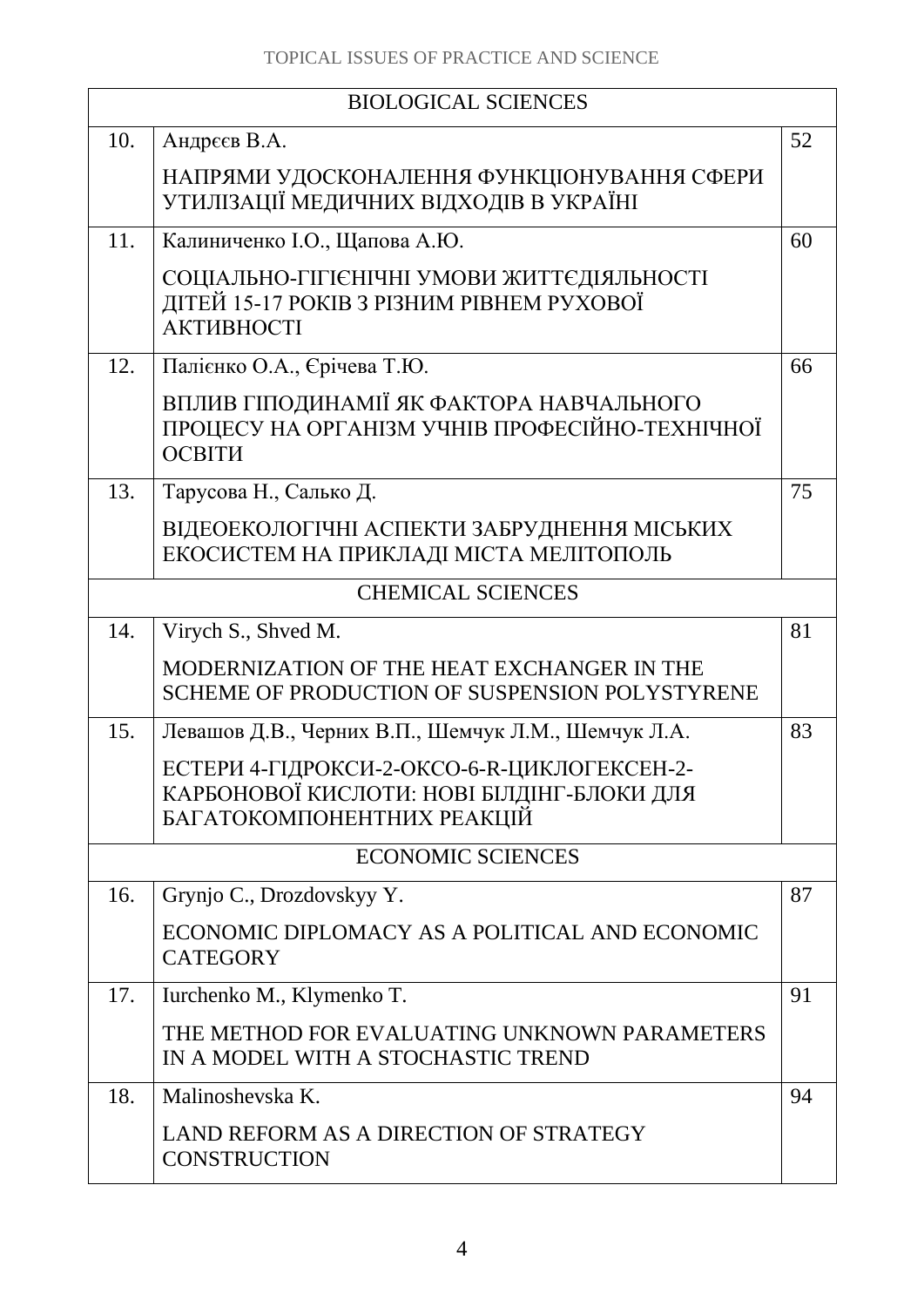| BIOLOGICAL SCIENCES | | |
|---|---|---|
| 10. | Андрєєв В.А.<br>НАПРЯМИ УДОСКОНАЛЕННЯ ФУНКЦІОНУВАННЯ СФЕРИ УТИЛІЗАЦІЇ МЕДИЧНИХ ВІДХОДІВ В УКРАЇНІ | 52 |
| 11. | Калиниченко І.О., Щапова А.Ю.<br>СОЦІАЛЬНО-ГІГІЄНІЧНІ УМОВИ ЖИТТЄДІЯЛЬНОСТІ ДІТЕЙ 15-17 РОКІВ З РІЗНИМ РІВНЕМ РУХОВОЇ АКТИВНОСТІ | 60 |
| 12. | Палієнко О.А., Єрічева Т.Ю.<br>ВПЛИВ ГІПОДИНАМІЇ ЯК ФАКТОРА НАВЧАЛЬНОГО ПРОЦЕСУ НА ОРГАНІЗМ УЧНІВ ПРОФЕСІЙНО-ТЕХНІЧНОЇ ОСВІТИ | 66 |
| 13. | Тарусова Н., Салько Д.<br>ВІДЕОЕКОЛОГІЧНІ АСПЕКТИ ЗАБРУДНЕННЯ МІСЬКИХ ЕКОСИСТЕМ НА ПРИКЛАДІ МІСТА МЕЛІТОПОЛЬ | 75 |
| CHEMICAL SCIENCES | | |
| 14. | Virych S., Shved M.<br>MODERNIZATION OF THE HEAT EXCHANGER IN THE SCHEME OF PRODUCTION OF SUSPENSION POLYSTYRENE | 81 |
| 15. | Левашов Д.В., Черних В.П., Шемчук Л.М., Шемчук Л.А.<br>ЕСТЕРИ 4-ГІДРОКСИ-2-ОКСО-6-R-ЦИКЛОГЕКСЕН-2-КАРБОНОВОЇ КИСЛОТИ: НОВІ БІЛДІНГ-БЛОКИ ДЛЯ БАГАТОКОМПОНЕНТНИХ РЕАКЦІЙ | 83 |
| ECONOMIC SCIENCES | | |
| 16. | Grynjo C., Drozdovskyy Y.<br>ECONOMIC DIPLOMACY AS A POLITICAL AND ECONOMIC CATEGORY | 87 |
| 17. | Iurchenko M., Klymenko T.<br>THE METHOD FOR EVALUATING UNKNOWN PARAMETERS IN A MODEL WITH A STOCHASTIC TREND | 91 |
| 18. | Malinoshevska K.<br>LAND REFORM AS A DIRECTION OF STRATEGY CONSTRUCTION | 94 |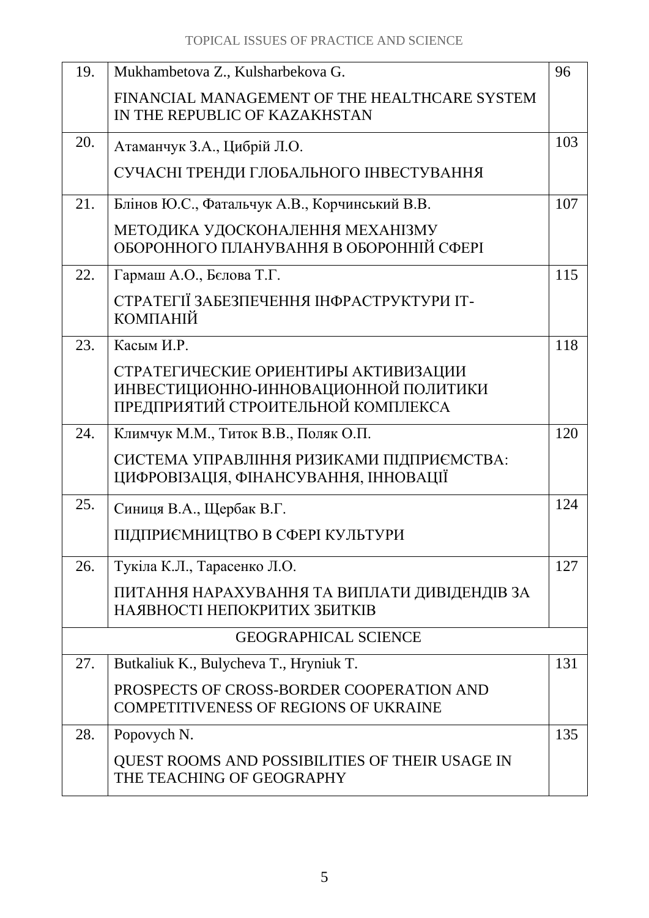| | | |
|---|---|---|
| 19. | Mukhambetova Z., Kulsharbekova G.<br><br>FINANCIAL MANAGEMENT OF THE HEALTHCARE SYSTEM IN THE REPUBLIC OF KAZAKHSTAN | 96 |
| 20. | Атаманчук З.А., Цибрій Л.О.<br><br>СУЧАСНІ ТРЕНДИ ГЛОБАЛЬНОГО ІНВЕСТУВАННЯ | 103 |
| 21. | Блінов Ю.С., Фатальчук А.В., Корчинський В.В.<br><br>МЕТОДИКА УДОСКОНАЛЕННЯ МЕХАНІЗМУ ОБОРОННОГО ПЛАНУВАННЯ В ОБОРОННІЙ СФЕРІ | 107 |
| 22. | Гармаш А.О., Бєлова Т.Г.<br><br>СТРАТЕГІЇ ЗАБЕЗПЕЧЕННЯ ІНФРАСТРУКТУРИ ІТ-КОМПАНІЙ | 115 |
| 23. | Касым И.Р.<br><br>СТРАТЕГИЧЕСКИЕ ОРИЕНТИРЫ АКТИВИЗАЦИИ ИНВЕСТИЦИОННО-ИННОВАЦИОННОЙ ПОЛИТИКИ ПРЕДПРИЯТИЙ СТРОИТЕЛЬНОЙ КОМПЛЕКСА | 118 |
| 24. | Климчук М.М., Титок В.В., Поляк О.П.<br><br>СИСТЕМА УПРАВЛІННЯ РИЗИКАМИ ПІДПРИЄМСТВА: ЦИФРОВІЗАЦІЯ, ФІНАНСУВАННЯ, ІННОВАЦІЇ | 120 |
| 25. | Синиця В.А., Щербак В.Г.<br><br>ПІДПРИЄМНИЦТВО В СФЕРІ КУЛЬТУРИ | 124 |
| 26. | Тукіла К.Л., Тарасенко Л.О.<br><br>ПИТАННЯ НАРАХУВАННЯ ТА ВИПЛАТИ ДИВІДЕНДІВ ЗА НАЯВНОСТІ НЕПОКРИТИХ ЗБИТКІВ | 127 |
| | GEOGRAPHICAL SCIENCE | |
| 27. | Butkaliuk K., Bulycheva T., Hryniuk T.<br><br>PROSPECTS OF CROSS-BORDER COOPERATION AND COMPETITIVENESS OF REGIONS OF UKRAINE | 131 |
| 28. | Popovych N.<br><br>QUEST ROOMS AND POSSIBILITIES OF THEIR USAGE IN THE TEACHING OF GEOGRAPHY | 135 |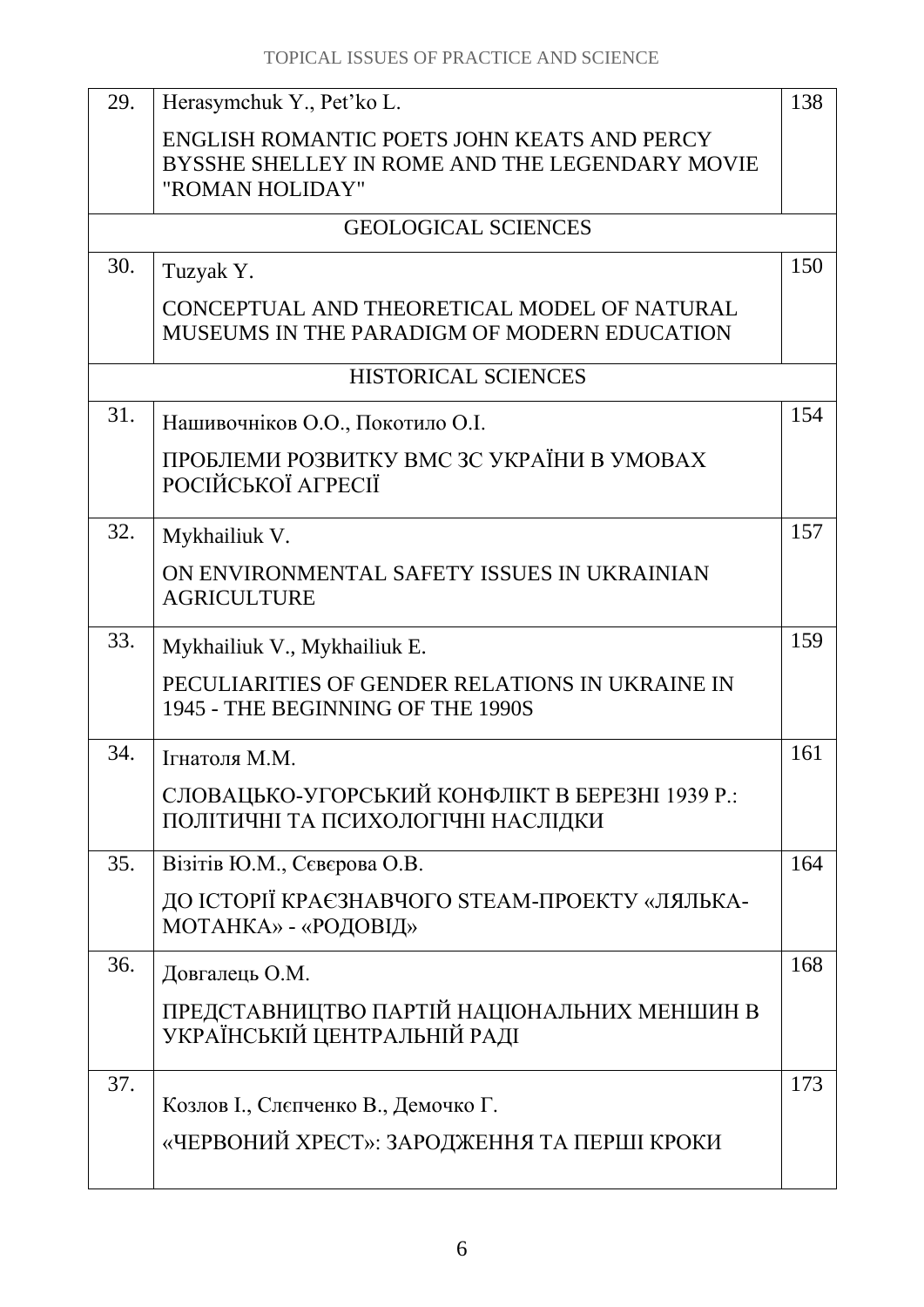| | | |
|---|---|---|
| 29. | Herasymchuk Y., Pet'ko L.<br><br>ENGLISH ROMANTIC POETS JOHN KEATS AND PERCY BYSSHE SHELLEY IN ROME AND THE LEGENDARY MOVIE "ROMAN HOLIDAY" | 138 |
| | GEOLOGICAL SCIENCES | |
| 30. | Tuzyak Y.<br><br>CONCEPTUAL AND THEORETICAL MODEL OF NATURAL MUSEUMS IN THE PARADIGM OF MODERN EDUCATION | 150 |
| | HISTORICAL SCIENCES | |
| 31. | Нашивочніков О.О., Покотило О.І.<br><br>ПРОБЛЕМИ РОЗВИТКУ ВМС ЗС УКРАЇНИ В УМОВАХ РОСІЙСЬКОЇ АГРЕСІЇ | 154 |
| 32. | Mykhailiuk V.<br><br>ON ENVIRONMENTAL SAFETY ISSUES IN UKRAINIAN AGRICULTURE | 157 |
| 33. | Mykhailiuk V., Mykhailiuk E.<br><br>PECULIARITIES OF GENDER RELATIONS IN UKRAINE IN 1945 - THE BEGINNING OF THE 1990S | 159 |
| 34. | Ігнатоля М.М.<br><br>СЛОВАЦЬКО-УГОРСЬКИЙ КОНФЛІКТ В БЕРЕЗНІ 1939 Р.: ПОЛІТИЧНІ ТА ПСИХОЛОГІЧНІ НАСЛІДКИ | 161 |
| 35. | Візітів Ю.М., Сєвєрова О.В.<br><br>ДО ІСТОРІЇ КРАЄЗНАВЧОГО STEAM-ПРОЕКТУ «ЛЯЛЬКА-МОТАНКА» - «РОДОВІД» | 164 |
| 36. | Довгалець О.М.<br><br>ПРЕДСТАВНИЦТВО ПАРТІЙ НАЦІОНАЛЬНИХ МЕНШИН В УКРАЇНСЬКІЙ ЦЕНТРАЛЬНІЙ РАДІ | 168 |
| 37. | Козлов І., Слєпченко В., Демочко Г.<br><br>«ЧЕРВОНИЙ ХРЕСТ»: ЗАРОДЖЕННЯ ТА ПЕРШІ КРОКИ | 173 |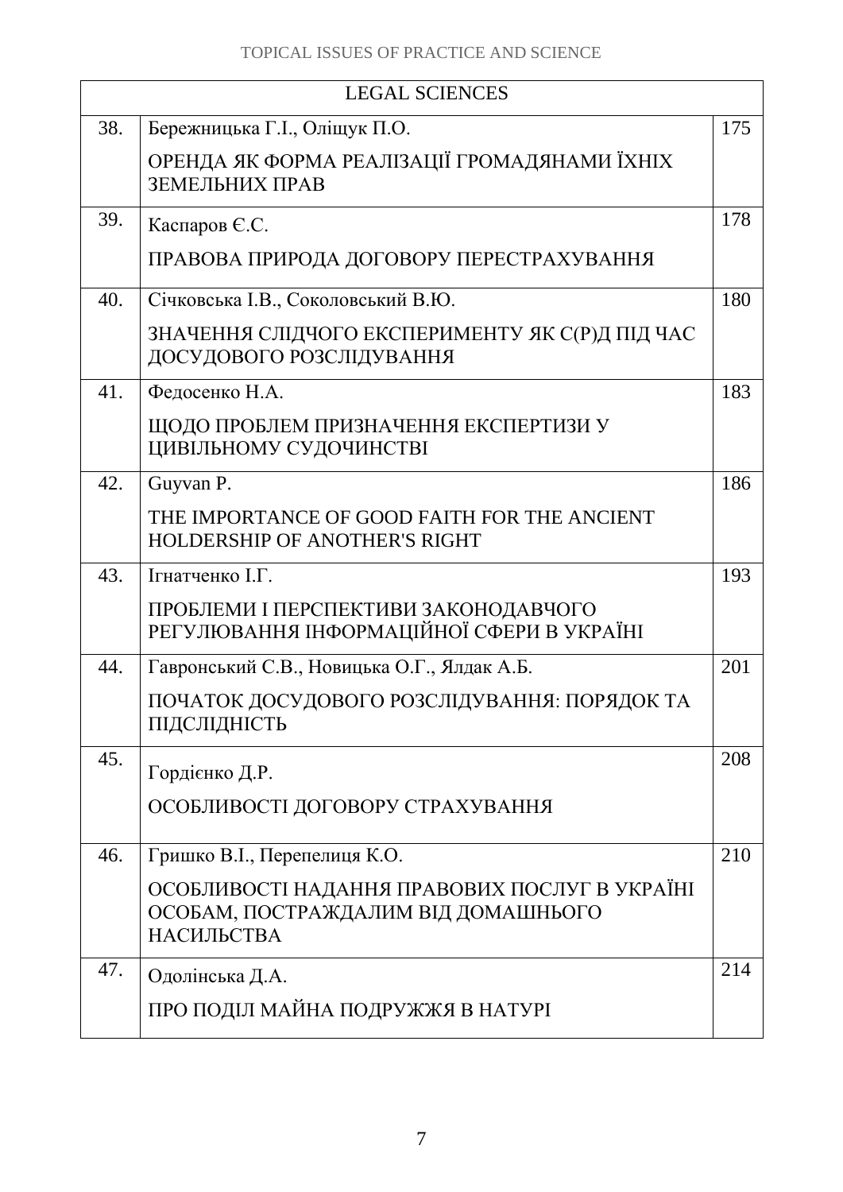| LEGAL SCIENCES | | |
|---|---|---|
| 38. | Бережницька Г.І., Оліщук П.О.<br>ОРЕНДА ЯК ФОРМА РЕАЛІЗАЦІЇ ГРОМАДЯНАМИ ЇХНІХ ЗЕМЕЛЬНИХ ПРАВ | 175 |
| 39. | Каспаров Є.С.<br>ПРАВОВА ПРИРОДА ДОГОВОРУ ПЕРЕСТРАХУВАННЯ | 178 |
| 40. | Січковська І.В., Соколовський В.Ю.<br>ЗНАЧЕННЯ СЛІДЧОГО ЕКСПЕРИМЕНТУ ЯК С(Р)Д ПІД ЧАС ДОСУДОВОГО РОЗСЛІДУВАННЯ | 180 |
| 41. | Федосенко Н.А.<br>ЩОДО ПРОБЛЕМ ПРИЗНАЧЕННЯ ЕКСПЕРТИЗИ У ЦИВІЛЬНОМУ СУДОЧИНСТВІ | 183 |
| 42. | Guyvan P.<br>THE IMPORTANCE OF GOOD FAITH FOR THE ANCIENT HOLDERSHIP OF ANOTHER'S RIGHT | 186 |
| 43. | Ігнатченко І.Г.<br>ПРОБЛЕМИ І ПЕРСПЕКТИВИ ЗАКОНОДАВЧОГО РЕГУЛЮВАННЯ ІНФОРМАЦІЙНОЇ СФЕРИ В УКРАЇНІ | 193 |
| 44. | Гавронський С.В., Новицька О.Г., Ялдак А.Б.<br>ПОЧАТОК ДОСУДОВОГО РОЗСЛІДУВАННЯ: ПОРЯДОК ТА ПІДСЛІДНІСТЬ | 201 |
| 45. | Гордієнко Д.Р.<br>ОСОБЛИВОСТІ ДОГОВОРУ СТРАХУВАННЯ | 208 |
| 46. | Гришко В.І., Перепелиця К.О.<br>ОСОБЛИВОСТІ НАДАННЯ ПРАВОВИХ ПОСЛУГ В УКРАЇНІ ОСОБАМ, ПОСТРАЖДАЛИМ ВІД ДОМАШНЬОГО НАСИЛЬСТВА | 210 |
| 47. | Одолінська Д.А.<br>ПРО ПОДІЛ МАЙНА ПОДРУЖЖЯ В НАТУРІ | 214 |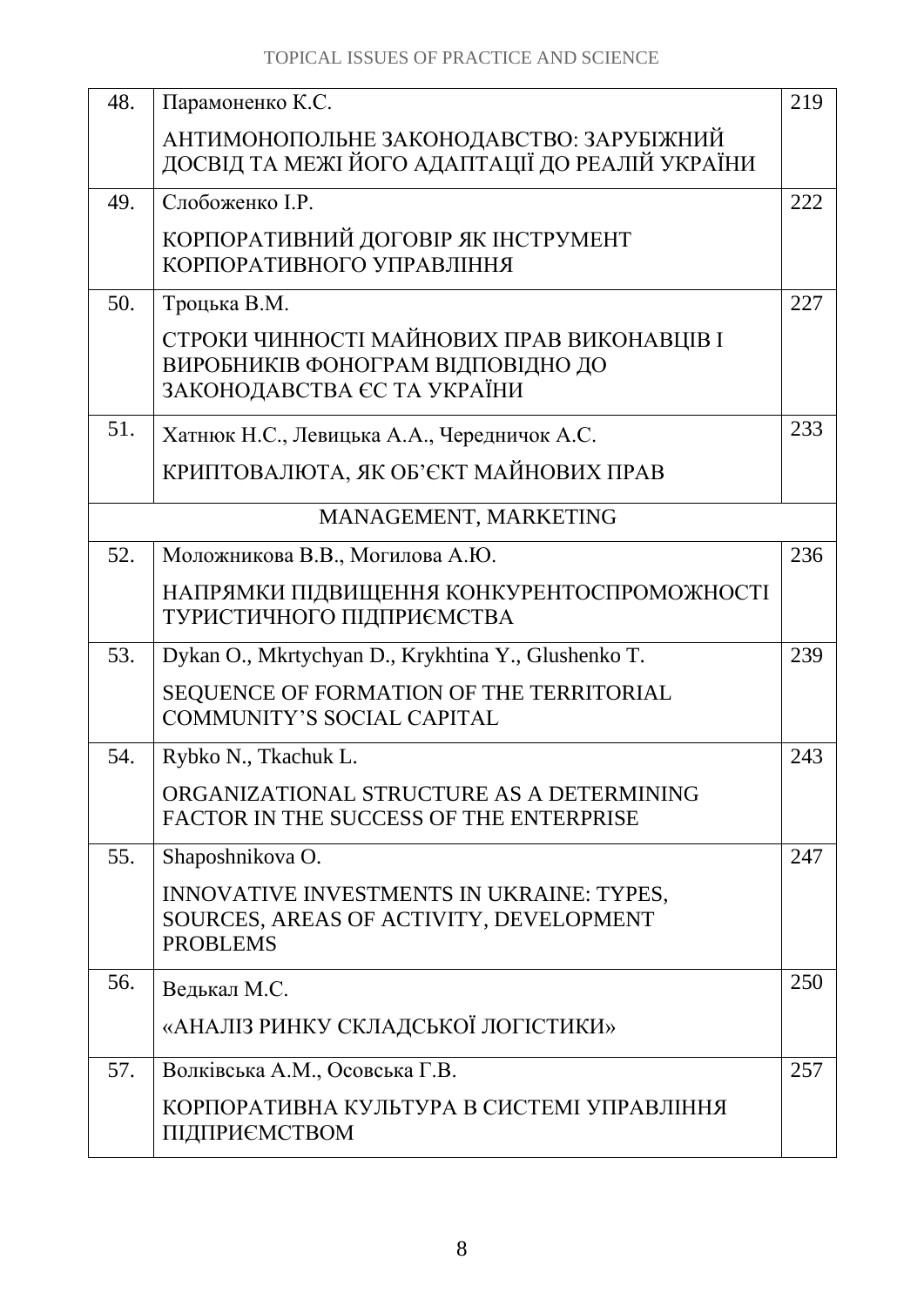| | | |
|---|---|---|
| 48. | Парамоненко К.С.<br><br>АНТИМОНОПОЛЬНЕ ЗАКОНОДАВСТВО: ЗАРУБІЖНИЙ ДОСВІД ТА МЕЖІ ЙОГО АДАПТАЦІЇ ДО РЕАЛІЙ УКРАЇНИ | 219 |
| 49. | Слобоженко І.Р.<br><br>КОРПОРАТИВНИЙ ДОГОВІР ЯК ІНСТРУМЕНТ КОРПОРАТИВНОГО УПРАВЛІННЯ | 222 |
| 50. | Троцька В.М.<br><br>СТРОКИ ЧИННОСТІ МАЙНОВИХ ПРАВ ВИКОНАВЦІВ І ВИРОБНИКІВ ФОНОГРАМ ВІДПОВІДНО ДО ЗАКОНОДАВСТВА ЄС ТА УКРАЇНИ | 227 |
| 51. | Хатнюк Н.С., Левицька А.А., Чередничок А.С.<br><br>КРИПТОВАЛЮТА, ЯК ОБ'ЄКТ МАЙНОВИХ ПРАВ | 233 |
| | MANAGEMENT, MARKETING | |
| 52. | Моложникова В.В., Могилова А.Ю.<br><br>НАПРЯМКИ ПІДВИЩЕННЯ КОНКУРЕНТОСПРОМОЖНОСТІ ТУРИСТИЧНОГО ПІДПРИЄМСТВА | 236 |
| 53. | Dykan O., Mkrtychyan D., Krykhtina Y., Glushenko T.<br><br>SEQUENCE OF FORMATION OF THE TERRITORIAL COMMUNITY'S SOCIAL CAPITAL | 239 |
| 54. | Rybko N., Tkachuk L.<br><br>ORGANIZATIONAL STRUCTURE AS A DETERMINING FACTOR IN THE SUCCESS OF THE ENTERPRISE | 243 |
| 55. | Shaposhnikova O.<br><br>INNOVATIVE INVESTMENTS IN UKRAINE: TYPES, SOURCES, AREAS OF ACTIVITY, DEVELOPMENT PROBLEMS | 247 |
| 56. | Ведькал М.С.<br><br>«АНАЛІЗ РИНКУ СКЛАДСЬКОЇ ЛОГІСТИКИ» | 250 |
| 57. | Волківська А.М., Осовська Г.В.<br><br>КОРПОРАТИВНА КУЛЬТУРА В СИСТЕМІ УПРАВЛІННЯ ПІДПРИЄМСТВОМ | 257 |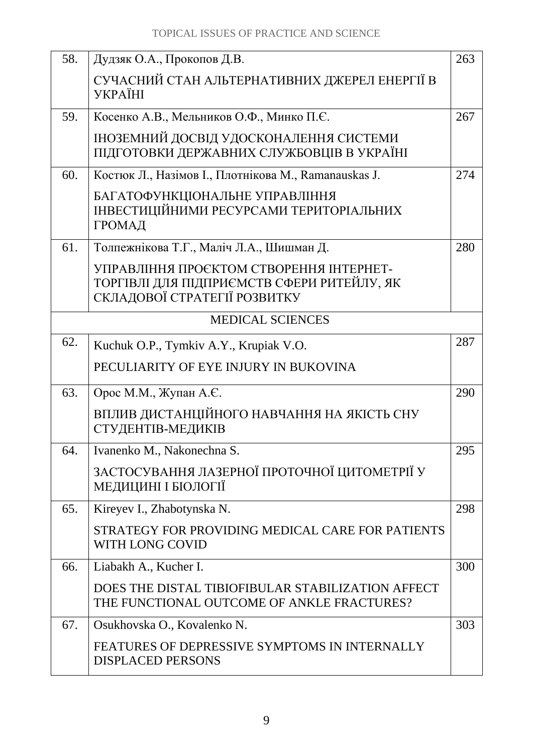| | | |
|---|---|---|
| 58. | Дудзяк О.А., Прокопов Д.В.<br><br>СУЧАСНИЙ СТАН АЛЬТЕРНАТИВНИХ ДЖЕРЕЛ ЕНЕРГІЇ В УКРАЇНІ | 263 |
| 59. | Косенко А.В., Мельников О.Ф., Минко П.Є.<br><br>ІНОЗЕМНИЙ ДОСВІД УДОСКОНАЛЕННЯ СИСТЕМИ ПІДГОТОВКИ ДЕРЖАВНИХ СЛУЖБОВЦІВ В УКРАЇНІ | 267 |
| 60. | Костюк Л., Назімов І., Плотнікова М., Ramanauskas J.<br><br>БАГАТОФУНКЦІОНАЛЬНЕ УПРАВЛІННЯ ІНВЕСТИЦІЙНИМИ РЕСУРСАМИ ТЕРИТОРІАЛЬНИХ ГРОМАД | 274 |
| 61. | Толпежнікова Т.Г., Маліч Л.А., Шишман Д.<br><br>УПРАВЛІННЯ ПРОЄКТОМ СТВОРЕННЯ ІНТЕРНЕТ-ТОРГІВЛІ ДЛЯ ПІДПРИЄМСТВ СФЕРИ РИТЕЙЛУ, ЯК СКЛАДОВОЇ СТРАТЕГІЇ РОЗВИТКУ | 280 |
| | MEDICAL SCIENCES | |
| 62. | Kuchuk O.P., Tymkiv A.Y., Krupiak V.O.<br><br>PECULIARITY OF EYE INJURY IN BUKOVINA | 287 |
| 63. | Орос М.М., Жупан А.Є.<br><br>ВПЛИВ ДИСТАНЦІЙНОГО НАВЧАННЯ НА ЯКІСТЬ СНУ СТУДЕНТІВ-МЕДИКІВ | 290 |
| 64. | Ivanenko M., Nakonechna S.<br><br>ЗАСТОСУВАННЯ ЛАЗЕРНОЇ ПРОТОЧНОЇ ЦИТОМЕТРІЇ У МЕДИЦИНІ І БІОЛОГІЇ | 295 |
| 65. | Kireyev I., Zhabotynska N.<br><br>STRATEGY FOR PROVIDING MEDICAL CARE FOR PATIENTS WITH LONG COVID | 298 |
| 66. | Liabakh A., Kucher I.<br><br>DOES THE DISTAL TIBIOFIBULAR STABILIZATION AFFECT THE FUNCTIONAL OUTCOME OF ANKLE FRACTURES? | 300 |
| 67. | Osukhovska O., Kovalenko N.<br><br>FEATURES OF DEPRESSIVE SYMPTOMS IN INTERNALLY DISPLACED PERSONS | 303 |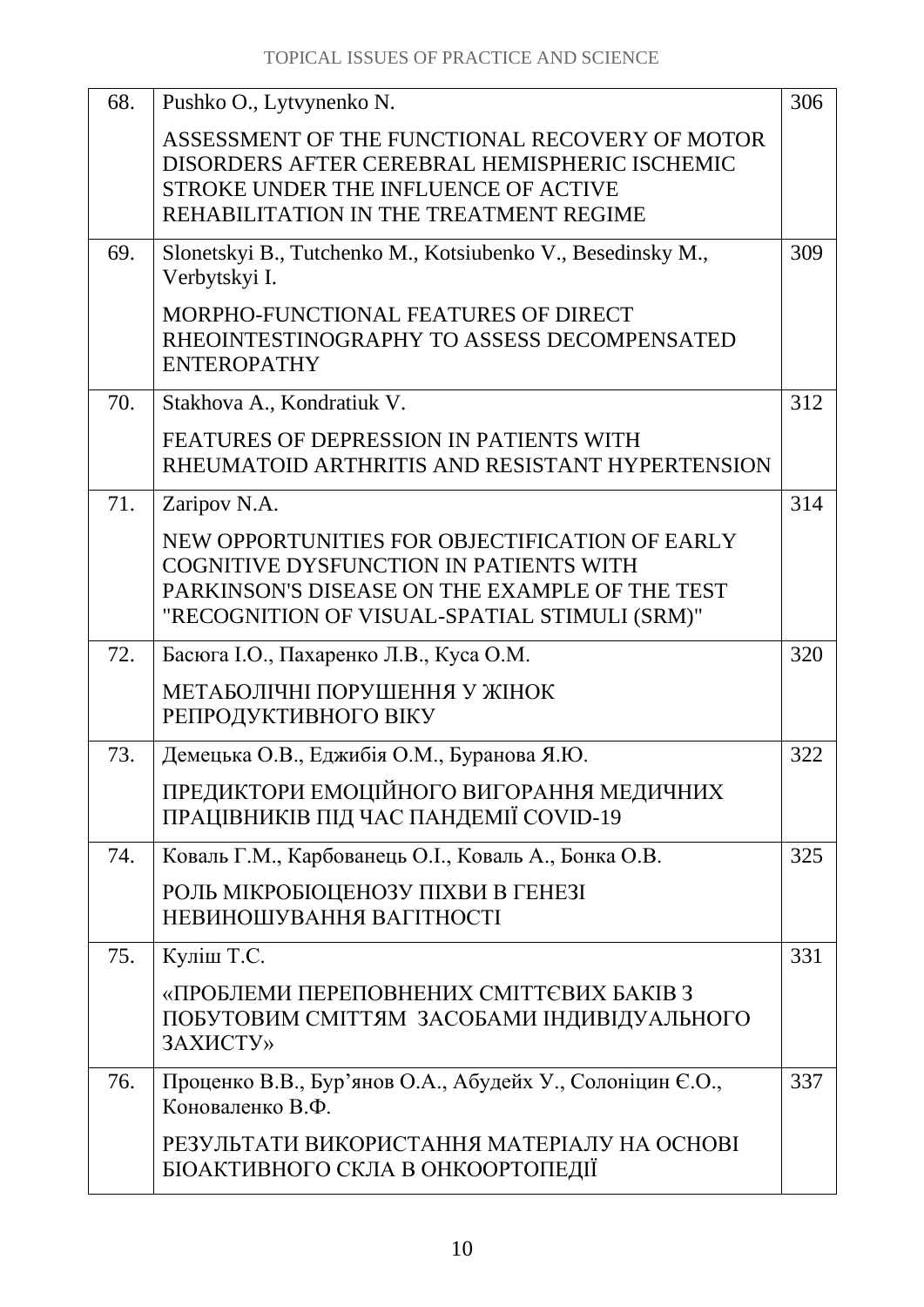| | | |
|---|---|---|
| 68. | Pushko O., Lytvynenko N.<br><br>ASSESSMENT OF THE FUNCTIONAL RECOVERY OF MOTOR DISORDERS AFTER CEREBRAL HEMISPHERIC ISCHEMIC STROKE UNDER THE INFLUENCE OF ACTIVE REHABILITATION IN THE TREATMENT REGIME | 306 |
| 69. | Slonetskyi B., Tutchenko M., Kotsiubenko V., Besedinsky M., Verbytskyi I.<br><br>MORPHO-FUNCTIONAL FEATURES OF DIRECT RHEOINTESTINOGRAPHY TO ASSESS DECOMPENSATED ENTEROPATHY | 309 |
| 70. | Stakhova A., Kondratiuk V.<br><br>FEATURES OF DEPRESSION IN PATIENTS WITH RHEUMATOID ARTHRITIS AND RESISTANT HYPERTENSION | 312 |
| 71. | Zaripov N.A.<br><br>NEW OPPORTUNITIES FOR OBJECTIFICATION OF EARLY COGNITIVE DYSFUNCTION IN PATIENTS WITH PARKINSON'S DISEASE ON THE EXAMPLE OF THE TEST "RECOGNITION OF VISUAL-SPATIAL STIMULI (SRM)" | 314 |
| 72. | Басюга І.О., Пахаренко Л.В., Куса О.М.<br><br>МЕТАБОЛІЧНІ ПОРУШЕННЯ У ЖІНОК РЕПРОДУКТИВНОГО ВІКУ | 320 |
| 73. | Демецька О.В., Еджибія О.М., Буранова Я.Ю.<br><br>ПРЕДИКТОРИ ЕМОЦІЙНОГО ВИГОРАННЯ МЕДИЧНИХ ПРАЦІВНИКІВ ПІД ЧАС ПАНДЕМІЇ COVID-19 | 322 |
| 74. | Коваль Г.М., Карбованець О.І., Коваль А., Бонка О.В.<br><br>РОЛЬ МІКРОБІОЦЕНОЗУ ПІХВИ В ГЕНЕЗІ НЕВИНОШУВАННЯ ВАГІТНОСТІ | 325 |
| 75. | Куліш Т.С.<br><br>«ПРОБЛЕМИ ПЕРЕПОВНЕНИХ СМІТТЄВИХ БАКІВ З ПОБУТОВИМ СМІТТЯМ ЗАСОБАМИ ІНДИВІДУАЛЬНОГО ЗАХИСТУ» | 331 |
| 76. | Проценко В.В., Бур'янов О.А., Абудейх У., Солоніцин Є.О., Коноваленко В.Ф.<br><br>РЕЗУЛЬТАТИ ВИКОРИСТАННЯ МАТЕРІАЛУ НА ОСНОВІ БІОАКТИВНОГО СКЛА В ОНКООРТОПЕДІЇ | 337 |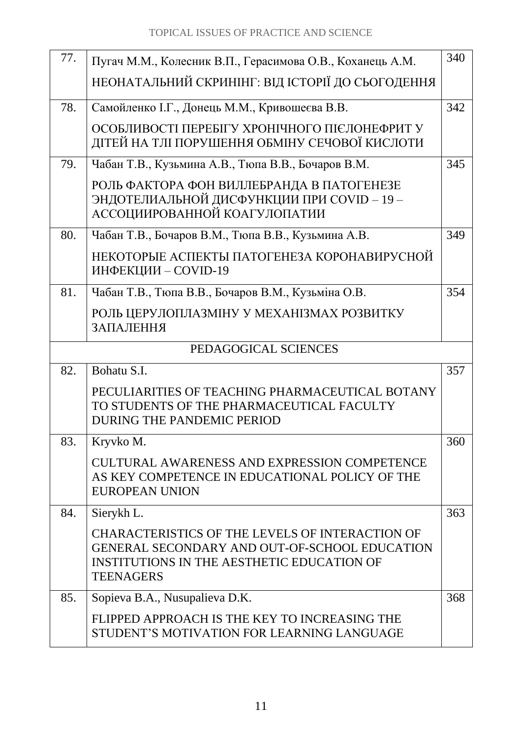| | | |
|---|---|---|
| 77. | Пугач М.М., Колесник В.П., Герасимова О.В., Коханець А.М.<br>НЕОНАТАЛЬНИЙ СКРИНІНГ: ВІД ІСТОРІЇ ДО СЬОГОДЕННЯ | 340 |
| 78. | Самойленко І.Г., Донець М.М., Кривошеєва В.В.<br>ОСОБЛИВОСТІ ПЕРЕБІГУ ХРОНІЧНОГО ПІЄЛОНЕФРИТ У ДІТЕЙ НА ТЛІ ПОРУШЕННЯ ОБМІНУ СЕЧОВОЇ КИСЛОТИ | 342 |
| 79. | Чабан Т.В., Кузьмина А.В., Тюпа В.В., Бочаров В.М.<br>РОЛЬ ФАКТОРА ФОН ВИЛЛЕБРАНДА В ПАТОГЕНЕЗЕ ЭНДОТЕЛИАЛЬНОЙ ДИСФУНКЦИИ ПРИ COVID – 19 – АССОЦИИРОВАННОЙ КОАГУЛОПАТИИ | 345 |
| 80. | Чабан Т.В., Бочаров В.М., Тюпа В.В., Кузьмина А.В.<br>НЕКОТОРЫЕ АСПЕКТЫ ПАТОГЕНЕЗА КОРОНАВИРУСНОЙ ИНФЕКЦИИ – COVID-19 | 349 |
| 81. | Чабан Т.В., Тюпа В.В., Бочаров В.М., Кузьміна О.В.<br>РОЛЬ ЦЕРУЛОПЛАЗМІНУ У МЕХАНІЗМАХ РОЗВИТКУ ЗАПАЛЕННЯ | 354 |
| | PEDAGOGICAL SCIENCES | |
| 82. | Bohatu S.I.<br>PECULIARITIES OF TEACHING PHARMACEUTICAL BOTANY TO STUDENTS OF THE PHARMACEUTICAL FACULTY DURING THE PANDEMIC PERIOD | 357 |
| 83. | Kryvko M.<br>CULTURAL AWARENESS AND EXPRESSION COMPETENCE AS KEY COMPETENCE IN EDUCATIONAL POLICY OF THE EUROPEAN UNION | 360 |
| 84. | Sierykh L.<br>CHARACTERISTICS OF THE LEVELS OF INTERACTION OF GENERAL SECONDARY AND OUT-OF-SCHOOL EDUCATION INSTITUTIONS IN THE AESTHETIC EDUCATION OF TEENAGERS | 363 |
| 85. | Sopieva B.A., Nusupalieva D.K.<br>FLIPPED APPROACH IS THE KEY TO INCREASING THE STUDENT'S MOTIVATION FOR LEARNING LANGUAGE | 368 |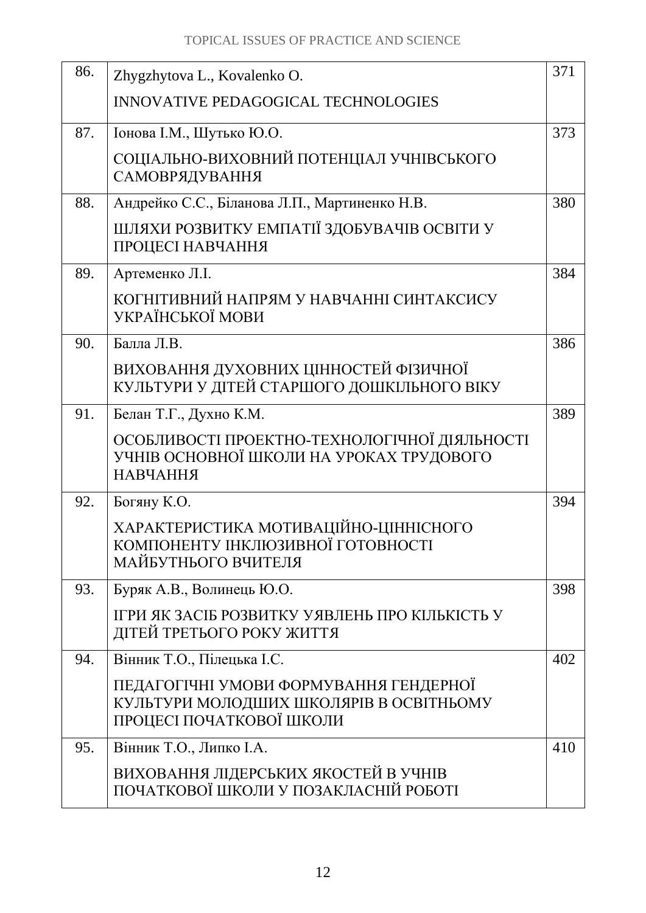| | | |
|---|---|---|
| 86. | Zhygzhytova L., Kovalenko O.<br><br>INNOVATIVE PEDAGOGICAL TECHNOLOGIES | 371 |
| 87. | Іонова І.М., Шутько Ю.О.<br><br>СОЦІАЛЬНО-ВИХОВНИЙ ПОТЕНЦІАЛ УЧНІВСЬКОГО САМОВРЯДУВАННЯ | 373 |
| 88. | Андрейко С.С., Біланова Л.П., Мартиненко Н.В.<br><br>ШЛЯХИ РОЗВИТКУ ЕМПАТІЇ ЗДОБУВАЧІВ ОСВІТИ У ПРОЦЕСІ НАВЧАННЯ | 380 |
| 89. | Артеменко Л.І.<br><br>КОГНІТИВНИЙ НАПРЯМ У НАВЧАННІ СИНТАКСИСУ УКРАЇНСЬКОЇ МОВИ | 384 |
| 90. | Балла Л.В.<br><br>ВИХОВАННЯ ДУХОВНИХ ЦІННОСТЕЙ ФІЗИЧНОЇ КУЛЬТУРИ У ДІТЕЙ СТАРШОГО ДОШКІЛЬНОГО ВІКУ | 386 |
| 91. | Белан Т.Г., Духно К.М.<br><br>ОСОБЛИВОСТІ ПРОЕКТНО-ТЕХНОЛОГІЧНОЇ ДІЯЛЬНОСТІ УЧНІВ ОСНОВНОЇ ШКОЛИ НА УРОКАХ ТРУДОВОГО НАВЧАННЯ | 389 |
| 92. | Богяну К.О.<br><br>ХАРАКТЕРИСТИКА МОТИВАЦІЙНО-ЦІННІСНОГО КОМПОНЕНТУ ІНКЛЮЗИВНОЇ ГОТОВНОСТІ МАЙБУТНЬОГО ВЧИТЕЛЯ | 394 |
| 93. | Буряк А.В., Волинець Ю.О.<br><br>ІГРИ ЯК ЗАСІБ РОЗВИТКУ УЯВЛЕНЬ ПРО КІЛЬКІСТЬ У ДІТЕЙ ТРЕТЬОГО РОКУ ЖИТТЯ | 398 |
| 94. | Вінник Т.О., Пілецька І.С.<br><br>ПЕДАГОГІЧНІ УМОВИ ФОРМУВАННЯ ГЕНДЕРНОЇ КУЛЬТУРИ МОЛОДШИХ ШКОЛЯРІВ В ОСВІТНЬОМУ ПРОЦЕСІ ПОЧАТКОВОЇ ШКОЛИ | 402 |
| 95. | Вінник Т.О., Липко І.А.<br><br>ВИХОВАННЯ ЛІДЕРСЬКИХ ЯКОСТЕЙ В УЧНІВ ПОЧАТКОВОЇ ШКОЛИ У ПОЗАКЛАСНІЙ РОБОТІ | 410 |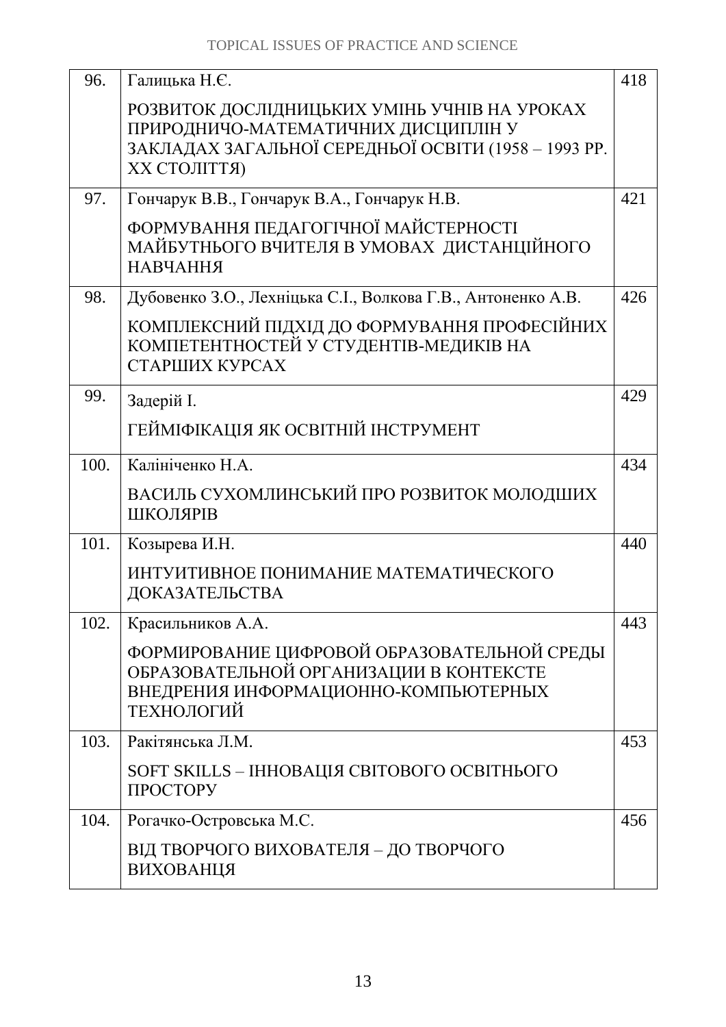| | | |
|---|---|---|
| 96. | Галицька Н.Є.<br><br>РОЗВИТОК ДОСЛІДНИЦЬКИХ УМІНЬ УЧНІВ НА УРОКАХ ПРИРОДНИЧО-МАТЕМАТИЧНИХ ДИСЦИПЛІН У ЗАКЛАДАХ ЗАГАЛЬНОЇ СЕРЕДНЬОЇ ОСВІТИ (1958 – 1993 РР. XX СТОЛІТТЯ) | 418 |
| 97. | Гончарук В.В., Гончарук В.А., Гончарук Н.В.<br><br>ФОРМУВАННЯ ПЕДАГОГІЧНОЇ МАЙСТЕРНОСТІ МАЙБУТНЬОГО ВЧИТЕЛЯ В УМОВАХ ДИСТАНЦІЙНОГО НАВЧАННЯ | 421 |
| 98. | Дубовенко З.О., Лехніцька С.І., Волкова Г.В., Антоненко А.В.<br><br>КОМПЛЕКСНИЙ ПІДХІД ДО ФОРМУВАННЯ ПРОФЕСІЙНИХ КОМПЕТЕНТНОСТЕЙ У СТУДЕНТІВ-МЕДИКІВ НА СТАРШИХ КУРСАХ | 426 |
| 99. | Задерій І.<br><br>ГЕЙМІФІКАЦІЯ ЯК ОСВІТНІЙ ІНСТРУМЕНТ | 429 |
| 100. | Калініченко Н.А.<br><br>ВАСИЛЬ СУХОМЛИНСЬКИЙ ПРО РОЗВИТОК МОЛОДШИХ ШКОЛЯРІВ | 434 |
| 101. | Козырева И.Н.<br><br>ИНТУИТИВНОЕ ПОНИМАНИЕ МАТЕМАТИЧЕСКОГО ДОКАЗАТЕЛЬСТВА | 440 |
| 102. | Красильников А.А.<br><br>ФОРМИРОВАНИЕ ЦИФРОВОЙ ОБРАЗОВАТЕЛЬНОЙ СРЕДЫ ОБРАЗОВАТЕЛЬНОЙ ОРГАНИЗАЦИИ В КОНТЕКСТЕ ВНЕДРЕНИЯ ИНФОРМАЦИОННО-КОМПЬЮТЕРНЫХ ТЕХНОЛОГИЙ | 443 |
| 103. | Ракітянська Л.М.<br><br>SOFT SKILLS – ІННОВАЦІЯ СВІТОВОГО ОСВІТНЬОГО ПРОСТОРУ | 453 |
| 104. | Рогачко-Островська М.С.<br><br>ВІД ТВОРЧОГО ВИХОВАТЕЛЯ – ДО ТВОРЧОГО ВИХОВАНЦЯ | 456 |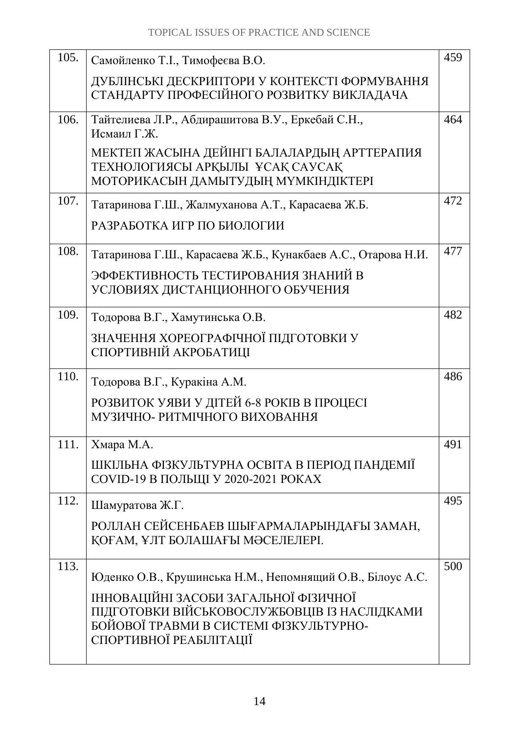| | | |
|---|---|---|
| 105. | Самойленко Т.І., Тимофеєва В.О.<br><br>ДУБЛІНСЬКІ ДЕСКРИПТОРИ У КОНТЕКСТІ ФОРМУВАННЯ СТАНДАРТУ ПРОФЕСІЙНОГО РОЗВИТКУ ВИКЛАДАЧА | 459 |
| 106. | Тайтелиева Л.Р., Абдирашитова В.У., Еркебай С.Н., Исмаил Г.Ж.<br><br>МЕКТЕП ЖАСЫНА ДЕЙІНГІ БАЛАЛАРДЫҢ АРТТЕРАПИЯ ТЕХНОЛОГИЯСЫ АРҚЫЛЫ ҰСАҚ САУСАҚ МОТОРИКАСЫН ДАМЫТУДЫҢ МҮМКІНДІКТЕРІ | 464 |
| 107. | Татаринова Г.Ш., Жалмуханова А.Т., Карасаева Ж.Б.<br><br>РАЗРАБОТКА ИГР ПО БИОЛОГИИ | 472 |
| 108. | Татаринова Г.Ш., Карасаева Ж.Б., Кунакбаев А.С., Отарова Н.И.<br><br>ЭФФЕКТИВНОСТЬ ТЕСТИРОВАНИЯ ЗНАНИЙ В УСЛОВИЯХ ДИСТАНЦИОННОГО ОБУЧЕНИЯ | 477 |
| 109. | Тодорова В.Г., Хамутинська О.В.<br><br>ЗНАЧЕННЯ ХОРЕОГРАФІЧНОЇ ПІДГОТОВКИ У СПОРТИВНІЙ АКРОБАТИЦІ | 482 |
| 110. | Тодорова В.Г., Куракіна А.М.<br><br>РОЗВИТОК УЯВИ У ДІТЕЙ 6-8 РОКІВ В ПРОЦЕСІ МУЗИЧНО- РИТМІЧНОГО ВИХОВАННЯ | 486 |
| 111. | Хмара М.А.<br><br>ШКІЛЬНА ФІЗКУЛЬТУРНА ОСВІТА В ПЕРІОД ПАНДЕМІЇ COVID-19 В ПОЛЬЩІ У 2020-2021 РОКАХ | 491 |
| 112. | Шамуратова Ж.Г.<br><br>РОЛЛАН СЕЙСЕНБАЕВ ШЫҒАРМАЛАРЫНДАҒЫ ЗАМАН, ҚОҒАМ, ҰЛТ БОЛАШАҒЫ МӘСЕЛЕЛЕРІ. | 495 |
| 113. | Юденко О.В., Крушинська Н.М., Непомнящий О.В., Білоус А.С.<br><br>ІННОВАЦІЙНІ ЗАСОБИ ЗАГАЛЬНОЇ ФІЗИЧНОЇ ПІДГОТОВКИ ВІЙСЬКОВОСЛУЖБОВЦІВ ІЗ НАСЛІДКАМИ БОЙОВОЇ ТРАВМИ В СИСТЕМІ ФІЗКУЛЬТУРНО-СПОРТИВНОЇ РЕАБІЛІТАЦІЇ | 500 |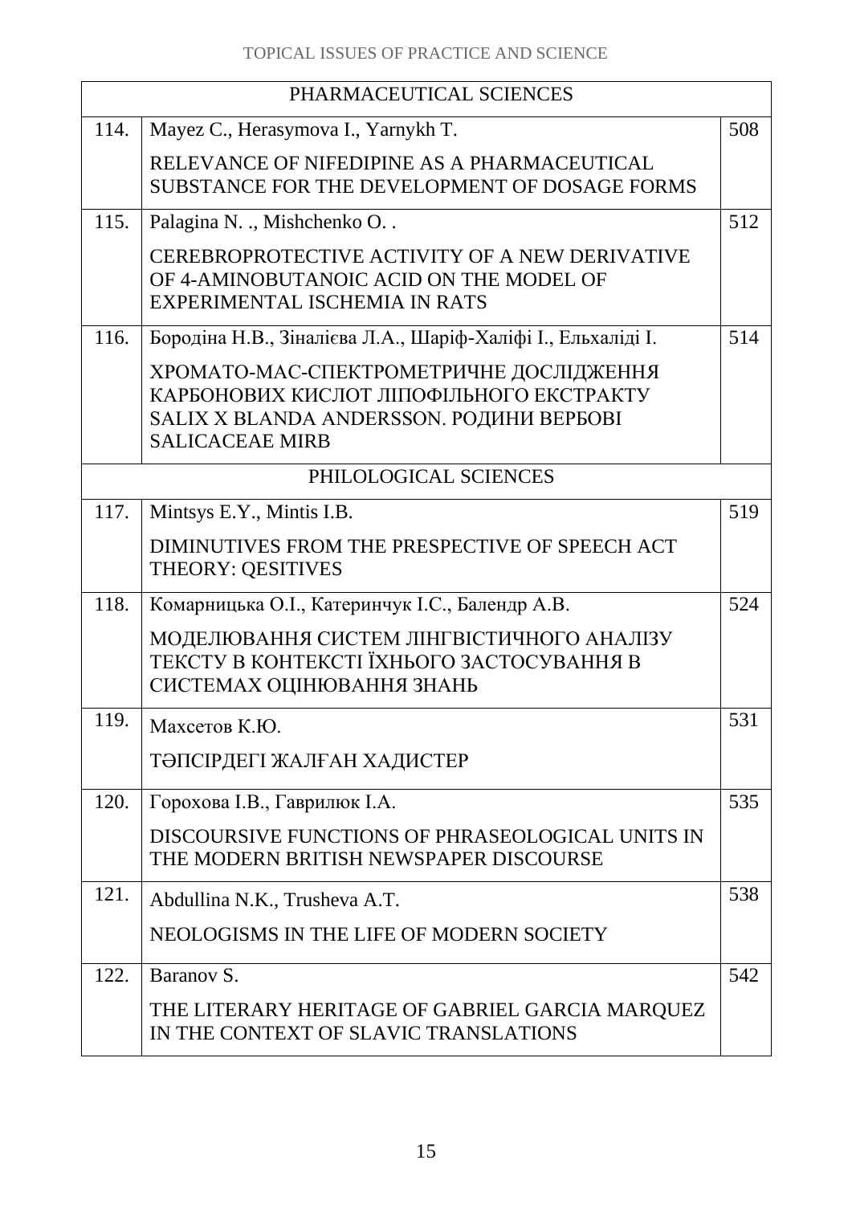| PHARMACEUTICAL SCIENCES | | |
|---|---|---|
| 114. | Mayez C., Herasymova I., Yarnykh T.<br><br>RELEVANCE OF NIFEDIPINE AS A PHARMACEUTICAL SUBSTANCE FOR THE DEVELOPMENT OF DOSAGE FORMS | 508 |
| 115. | Palagina N. ., Mishchenko O. .<br><br>CEREBROPROTECTIVE ACTIVITY OF A NEW DERIVATIVE OF 4-AMINOBUTANOIC ACID ON THE MODEL OF EXPERIMENTAL ISCHEMIA IN RATS | 512 |
| 116. | Бородіна Н.В., Зіналієва Л.А., Шаріф-Халіфі І., Ельхаліді І.<br><br>ХРОМАТО-МАС-СПЕКТРОМЕТРИЧНЕ ДОСЛІДЖЕННЯ КАРБОНОВИХ КИСЛОТ ЛІПОФІЛЬНОГО ЕКСТРАКТУ SALIX X BLANDA ANDERSSON. РОДИНИ ВЕРБОВІ SALICACEAE MIRB | 514 |
| PHILOLOGICAL SCIENCES | | |
| 117. | Mintsys E.Y., Mintis I.B.<br><br>DIMINUTIVES FROM THE PRESPECTIVE OF SPEECH ACT THEORY: QESITIVES | 519 |
| 118. | Комарницька О.І., Катеринчук І.С., Балендр А.В.<br><br>МОДЕЛЮВАННЯ СИСТЕМ ЛІНГВІСТИЧНОГО АНАЛІЗУ ТЕКСТУ В КОНТЕКСТІ ЇХНЬОГО ЗАСТОСУВАННЯ В СИСТЕМАХ ОЦІНЮВАННЯ ЗНАНЬ | 524 |
| 119. | Махсетов К.Ю.<br><br>ТӘПСІРДЕГІ ЖАЛҒАН ХАДИСТЕР | 531 |
| 120. | Горохова І.В., Гаврилюк І.А.<br><br>DISCOURSIVE FUNCTIONS OF PHRASEOLOGICAL UNITS IN THE MODERN BRITISH NEWSPAPER DISCOURSE | 535 |
| 121. | Abdullina N.K., Trusheva A.T.<br><br>NEOLOGISMS IN THE LIFE OF MODERN SOCIETY | 538 |
| 122. | Baranov S.<br><br>THE LITERARY HERITAGE OF GABRIEL GARCIA MARQUEZ IN THE CONTEXT OF SLAVIC TRANSLATIONS | 542 |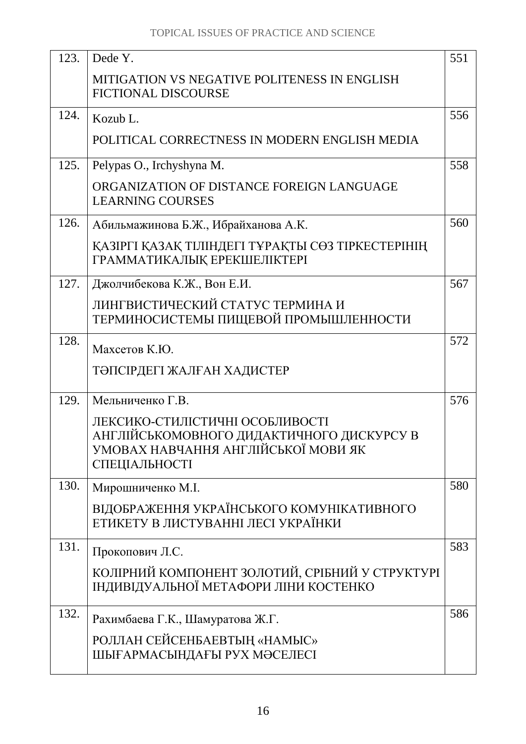| | | |
|---|---|---|
| 123. | Dede Y.<br><br>MITIGATION VS NEGATIVE POLITENESS IN ENGLISH FICTIONAL DISCOURSE | 551 |
| 124. | Kozub L.<br><br>POLITICAL CORRECTNESS IN MODERN ENGLISH MEDIA | 556 |
| 125. | Pelypas O., Irchyshyna M.<br><br>ORGANIZATION OF DISTANCE FOREIGN LANGUAGE LEARNING COURSES | 558 |
| 126. | Абильмажинова Б.Ж., Ибрайханова А.К.<br><br>ҚАЗІРГІ ҚАЗАҚ ТІЛІНДЕГІ ТҰРАҚТЫ СӨЗ ТІРКЕСТЕРІНІҢ ГРАММАТИКАЛЫҚ ЕРЕКШЕЛІКТЕРІ | 560 |
| 127. | Джолчибекова К.Ж., Вон Е.И.<br><br>ЛИНГВИСТИЧЕСКИЙ СТАТУС ТЕРМИНА И ТЕРМИНОСИСТЕМЫ ПИЩЕВОЙ ПРОМЫШЛЕННОСТИ | 567 |
| 128. | Махсетов К.Ю.<br><br>ТӘПСІРДЕГІ ЖАЛҒАН ХАДИСТЕР | 572 |
| 129. | Мельниченко Г.В.<br><br>ЛЕКСИКО-СТИЛІСТИЧНІ ОСОБЛИВОСТІ АНГЛІЙСЬКОМОВНОГО ДИДАКТИЧНОГО ДИСКУРСУ В УМОВАХ НАВЧАННЯ АНГЛІЙСЬКОЇ МОВИ ЯК СПЕЦІАЛЬНОСТІ | 576 |
| 130. | Мирошниченко М.І.<br><br>ВІДОБРАЖЕННЯ УКРАЇНСЬКОГО КОМУНІКАТИВНОГО ЕТИКЕТУ В ЛИСТУВАННІ ЛЕСІ УКРАЇНКИ | 580 |
| 131. | Прокопович Л.С.<br><br>КОЛІРНИЙ КОМПОНЕНТ ЗОЛОТИЙ, СРІБНИЙ У СТРУКТУРІ ІНДИВІДУАЛЬНОЇ МЕТАФОРИ ЛІНИ КОСТЕНКО | 583 |
| 132. | Рахимбаева Г.К., Шамуратова Ж.Г.<br><br>РОЛЛАН СЕЙСЕНБАЕВТЫҢ «НАМЫС» ШЫҒАРМАСЫНДАҒЫ РУХ МӘСЕЛЕСІ | 586 |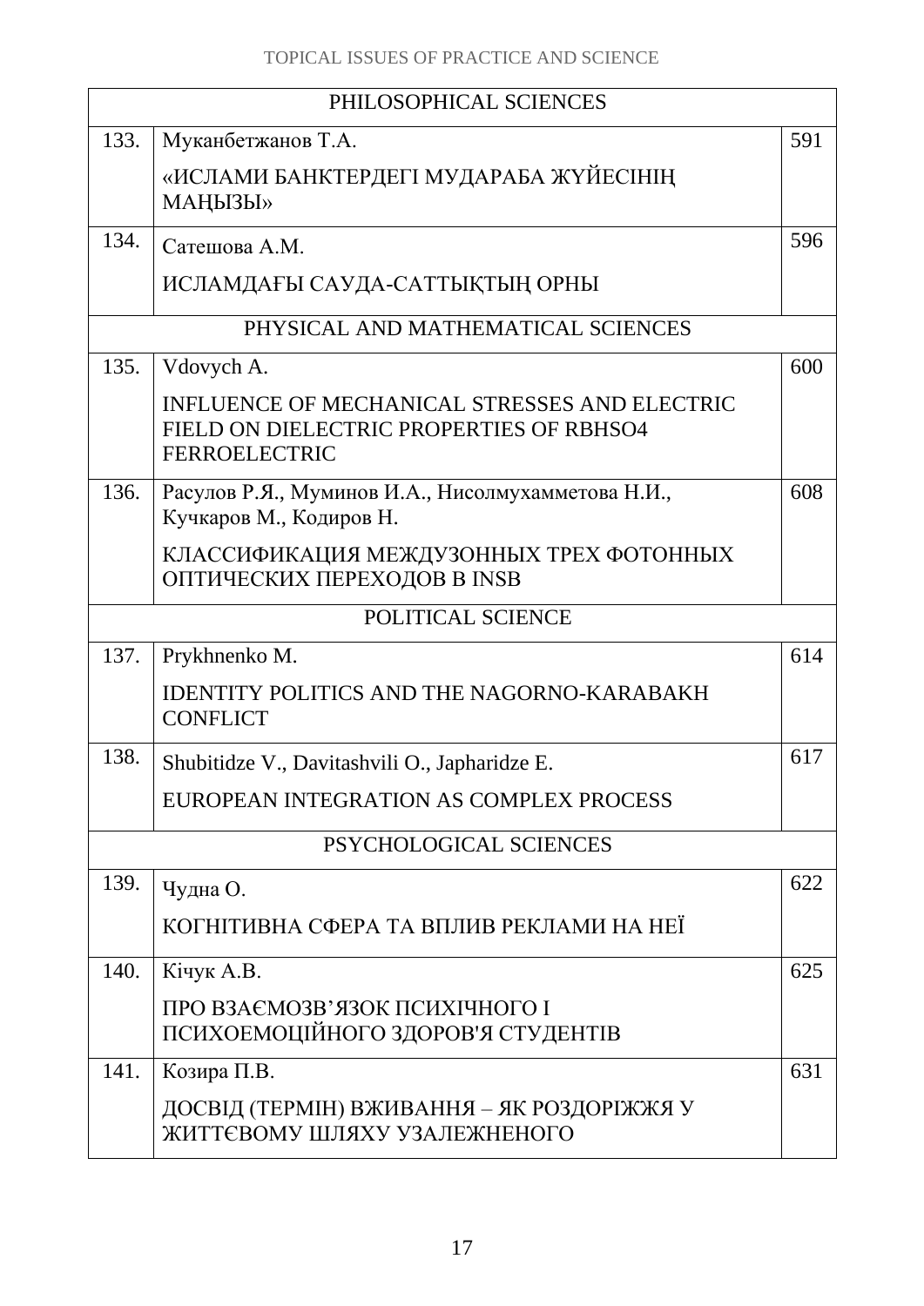| PHILOSOPHICAL SCIENCES | | |
|---|---|---|
| 133. | Муканбетжанов Т.А.<br><br>«ИСЛАМИ БАНКТЕРДЕГІ МУДАРАБА ЖҮЙЕСІНІҢ МАҢЫЗЫ» | 591 |
| 134. | Сатешова А.М.<br><br>ИСЛАМДАҒЫ САУДА-САТТЫҚТЫҢ ОРНЫ | 596 |
| PHYSICAL AND MATHEMATICAL SCIENCES | | |
| 135. | Vdovych A.<br><br>INFLUENCE OF MECHANICAL STRESSES AND ELECTRIC FIELD ON DIELECTRIC PROPERTIES OF RBHSO4 FERROELECTRIC | 600 |
| 136. | Расулов Р.Я., Муминов И.А., Нисолмухамметова Н.И., Кучкаров М., Кодиров Н.<br><br>КЛАССИФИКАЦИЯ МЕЖДУЗОННЫХ ТРЕХ ФОТОННЫХ ОПТИЧЕСКИХ ПЕРЕХОДОВ В INSB | 608 |
| POLITICAL SCIENCE | | |
| 137. | Prykhnenko M.<br><br>IDENTITY POLITICS AND THE NAGORNO-KARABAKH CONFLICT | 614 |
| 138. | Shubitidze V., Davitashvili O., Japharidze E.<br><br>EUROPEAN INTEGRATION AS COMPLEX PROCESS | 617 |
| PSYCHOLOGICAL SCIENCES | | |
| 139. | Чудна О.<br><br>КОГНІТИВНА СФЕРА ТА ВПЛИВ РЕКЛАМИ НА НЕЇ | 622 |
| 140. | Кічук А.В.<br><br>ПРО ВЗАЄМОЗВ'ЯЗОК ПСИХІЧНОГО І ПСИХОЕМОЦІЙНОГО ЗДОРОВ'Я СТУДЕНТІВ | 625 |
| 141. | Козира П.В.<br><br>ДОСВІД (ТЕРМІН) ВЖИВАННЯ – ЯК РОЗДОРІЖЖЯ У ЖИТТЄВОМУ ШЛЯХУ УЗАЛЕЖНЕНОГО | 631 |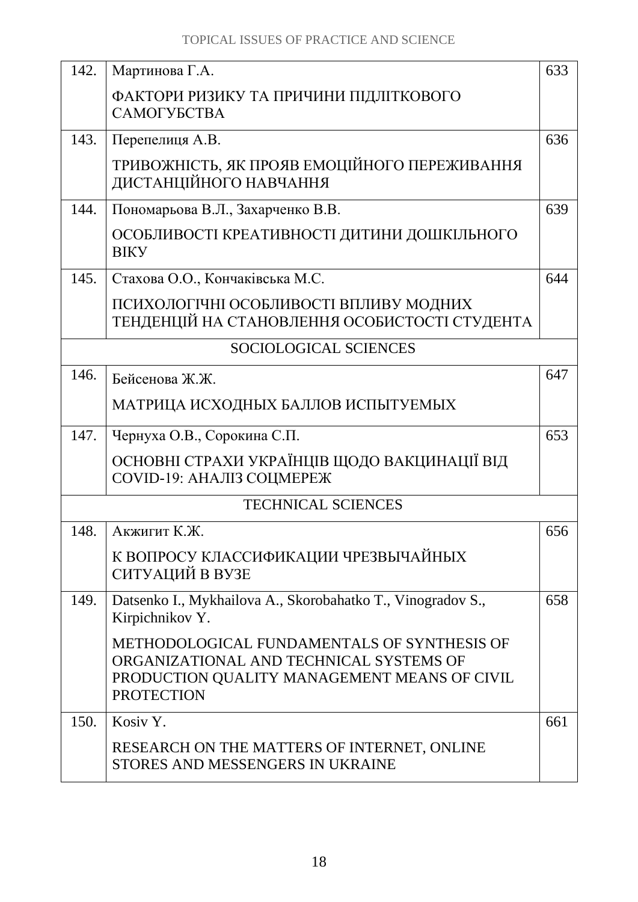| | | |
|---|---|---|
| 142. | Мартинова Г.А.<br><br>ФАКТОРИ РИЗИКУ ТА ПРИЧИНИ ПІДЛІТКОВОГО САМОГУБСТВА | 633 |
| 143. | Перепелиця А.В.<br><br>ТРИВОЖНІСТЬ, ЯК ПРОЯВ ЕМОЦІЙНОГО ПЕРЕЖИВАННЯ ДИСТАНЦІЙНОГО НАВЧАННЯ | 636 |
| 144. | Пономарьова В.Л., Захарченко В.В.<br><br>ОСОБЛИВОСТІ КРЕАТИВНОСТІ ДИТИНИ ДОШКІЛЬНОГО ВІКУ | 639 |
| 145. | Стахова О.О., Кончаківська М.С.<br><br>ПСИХОЛОГІЧНІ ОСОБЛИВОСТІ ВПЛИВУ МОДНИХ ТЕНДЕНЦІЙ НА СТАНОВЛЕННЯ ОСОБИСТОСТІ СТУДЕНТА | 644 |
| | SOCIOLOGICAL SCIENCES | |
| 146. | Бейсенова Ж.Ж.<br><br>МАТРИЦА ИСХОДНЫХ БАЛЛОВ ИСПЫТУЕМЫХ | 647 |
| 147. | Чернуха О.В., Сорокина С.П.<br><br>ОСНОВНІ СТРАХИ УКРАЇНЦІВ ЩОДО ВАКЦИНАЦІЇ ВІД COVID-19: АНАЛІЗ СОЦМЕРЕЖ | 653 |
| | TECHNICAL SCIENCES | |
| 148. | Акжигит К.Ж.<br><br>К ВОПРОСУ КЛАССИФИКАЦИИ ЧРЕЗВЫЧАЙНЫХ СИТУАЦИЙ В ВУЗЕ | 656 |
| 149. | Datsenko I., Mykhailova A., Skorobahatko T., Vinogradov S., Kirpichnikov Y.<br><br>METHODOLOGICAL FUNDAMENTALS OF SYNTHESIS OF ORGANIZATIONAL AND TECHNICAL SYSTEMS OF PRODUCTION QUALITY MANAGEMENT MEANS OF CIVIL PROTECTION | 658 |
| 150. | Kosiv Y.<br><br>RESEARCH ON THE MATTERS OF INTERNET, ONLINE STORES AND MESSENGERS IN UKRAINE | 661 |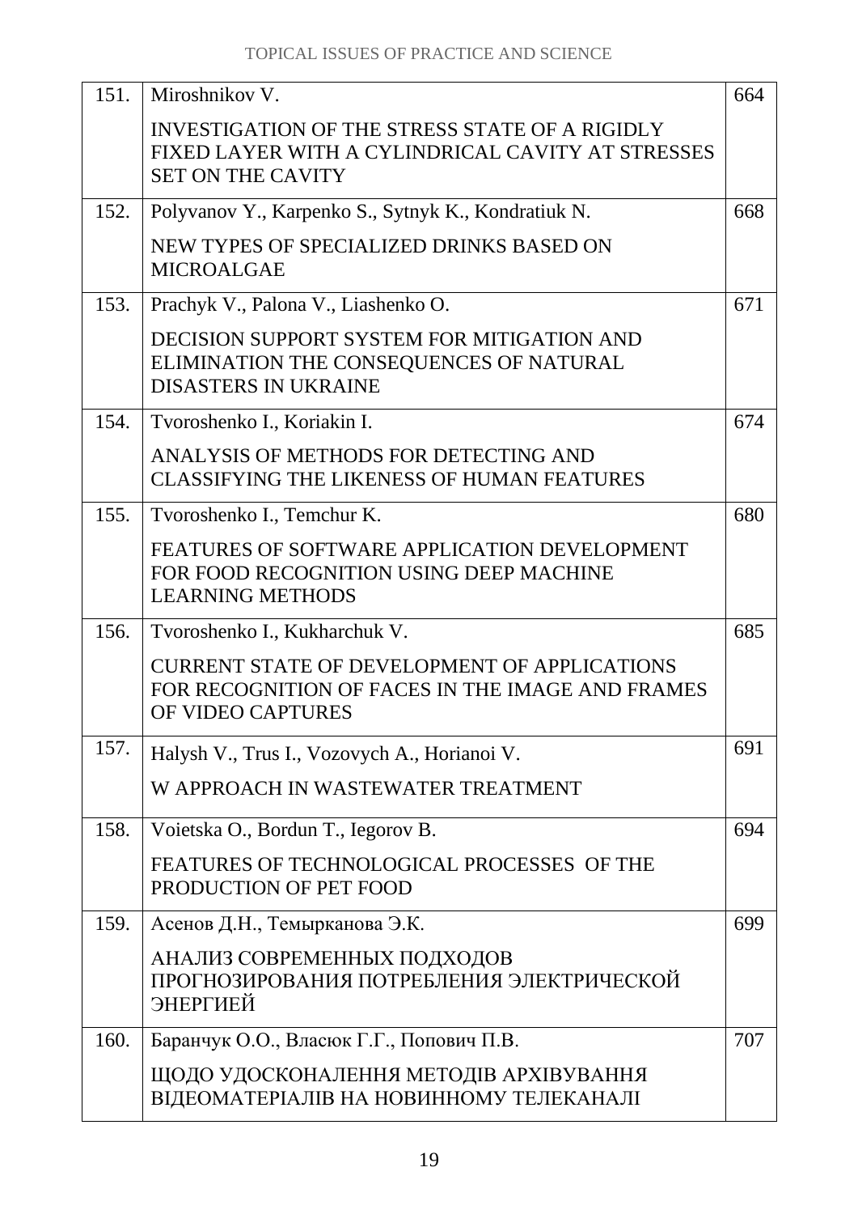| | | |
|---|---|---|
| 151. | Miroshnikov V.<br><br>INVESTIGATION OF THE STRESS STATE OF A RIGIDLY FIXED LAYER WITH A CYLINDRICAL CAVITY AT STRESSES SET ON THE CAVITY | 664 |
| 152. | Polyvanov Y., Karpenko S., Sytnyk K., Kondratiuk N.<br><br>NEW TYPES OF SPECIALIZED DRINKS BASED ON MICROALGAE | 668 |
| 153. | Prachyk V., Palona V., Liashenko O.<br><br>DECISION SUPPORT SYSTEM FOR MITIGATION AND ELIMINATION THE CONSEQUENCES OF NATURAL DISASTERS IN UKRAINE | 671 |
| 154. | Tvoroshenko I., Koriakin I.<br><br>ANALYSIS OF METHODS FOR DETECTING AND CLASSIFYING THE LIKENESS OF HUMAN FEATURES | 674 |
| 155. | Tvoroshenko I., Temchur K.<br><br>FEATURES OF SOFTWARE APPLICATION DEVELOPMENT FOR FOOD RECOGNITION USING DEEP MACHINE LEARNING METHODS | 680 |
| 156. | Tvoroshenko I., Kukharchuk V.<br><br>CURRENT STATE OF DEVELOPMENT OF APPLICATIONS FOR RECOGNITION OF FACES IN THE IMAGE AND FRAMES OF VIDEO CAPTURES | 685 |
| 157. | Halysh V., Trus I., Vozovych A., Horianoi V.<br><br>W APPROACH IN WASTEWATER TREATMENT | 691 |
| 158. | Voietska O., Bordun T., Iegorov B.<br><br>FEATURES OF TECHNOLOGICAL PROCESSES OF THE PRODUCTION OF PET FOOD | 694 |
| 159. | Асенов Д.Н., Темырканова Э.К.<br><br>АНАЛИЗ СОВРЕМЕННЫХ ПОДХОДОВ ПРОГНОЗИРОВАНИЯ ПОТРЕБЛЕНИЯ ЭЛЕКТРИЧЕСКОЙ ЭНЕРГИЕЙ | 699 |
| 160. | Баранчук О.О., Власюк Г.Г., Попович П.В.<br><br>ЩОДО УДОСКОНАЛЕННЯ МЕТОДІВ АРХІВУВАННЯ ВІДЕОМАТЕРІАЛІВ НА НОВИННОМУ ТЕЛЕКАНАЛІ | 707 |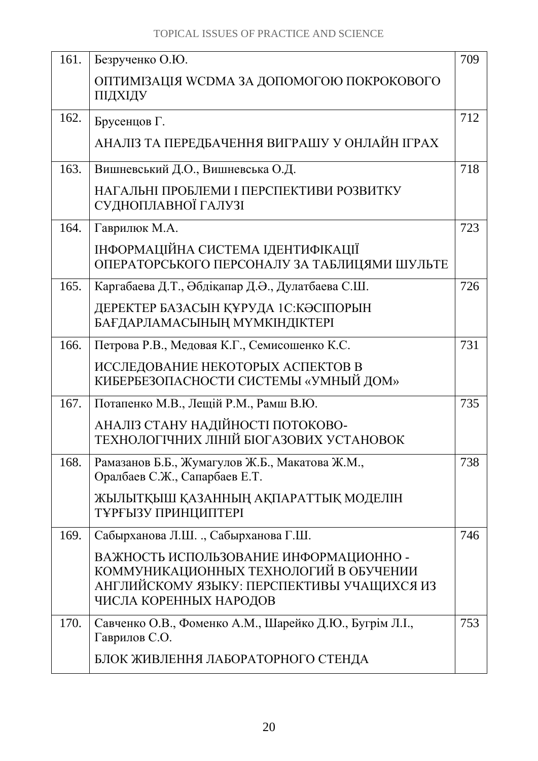| | | |
|---|---|---|
| 161. | Безрученко О.Ю.<br><br>ОПТИМІЗАЦІЯ WCDMA ЗА ДОПОМОГОЮ ПОКРОКОВОГО ПІДХІДУ | 709 |
| 162. | Брусенцов Г.<br><br>АНАЛІЗ ТА ПЕРЕДБАЧЕННЯ ВИГРАШУ У ОНЛАЙН ІГРАХ | 712 |
| 163. | Вишневський Д.О., Вишневська О.Д.<br><br>НАГАЛЬНІ ПРОБЛЕМИ І ПЕРСПЕКТИВИ РОЗВИТКУ СУДНОПЛАВНОЇ ГАЛУЗІ | 718 |
| 164. | Гаврилюк М.А.<br><br>ІНФОРМАЦІЙНА СИСТЕМА ІДЕНТИФІКАЦІЇ ОПЕРАТОРСЬКОГО ПЕРСОНАЛУ ЗА ТАБЛИЦЯМИ ШУЛЬТЕ | 723 |
| 165. | Каргабаева Д.Т., Әбдіқапар Д.Ә., Дулатбаева С.Ш.<br><br>ДЕРЕКТЕР БАЗАСЫН ҚҰРУДА 1С:КӘСІПОРЫН БАҒДАРЛАМАСЫНЫҢ МҮМКІНДІКТЕРІ | 726 |
| 166. | Петрова Р.В., Медовая К.Г., Семисошенко К.С.<br><br>ИССЛЕДОВАНИЕ НЕКОТОРЫХ АСПЕКТОВ В КИБЕРБЕЗОПАСНОСТИ СИСТЕМЫ «УМНЫЙ ДОМ» | 731 |
| 167. | Потапенко М.В., Лещій Р.М., Рамш В.Ю.<br><br>АНАЛІЗ СТАНУ НАДІЙНОСТІ ПОТОКОВО-ТЕХНОЛОГІЧНИХ ЛІНІЙ БІОГАЗОВИХ УСТАНОВОК | 735 |
| 168. | Рамазанов Б.Б., Жумагулов Ж.Б., Макатова Ж.М., Оралбаев С.Ж., Сапарбаев Е.Т.<br><br>ЖЫЛЫТҚЫШ ҚАЗАННЫҢ АҚПАРАТТЫҚ МОДЕЛІН ТҰРҒЫЗУ ПРИНЦИПТЕРІ | 738 |
| 169. | Сабырханова Л.Ш. ., Сабырханова Г.Ш.<br><br>ВАЖНОСТЬ ИСПОЛЬЗОВАНИЕ ИНФОРМАЦИОННО - КОММУНИКАЦИОННЫХ ТЕХНОЛОГИЙ В ОБУЧЕНИИ АНГЛИЙСКОМУ ЯЗЫКУ: ПЕРСПЕКТИВЫ УЧАЩИХСЯ ИЗ ЧИСЛА КОРЕННЫХ НАРОДОВ | 746 |
| 170. | Савченко О.В., Фоменко А.М., Шарейко Д.Ю., Бугрім Л.І., Гаврилов С.О.<br><br>БЛОК ЖИВЛЕННЯ ЛАБОРАТОРНОГО СТЕНДА | 753 |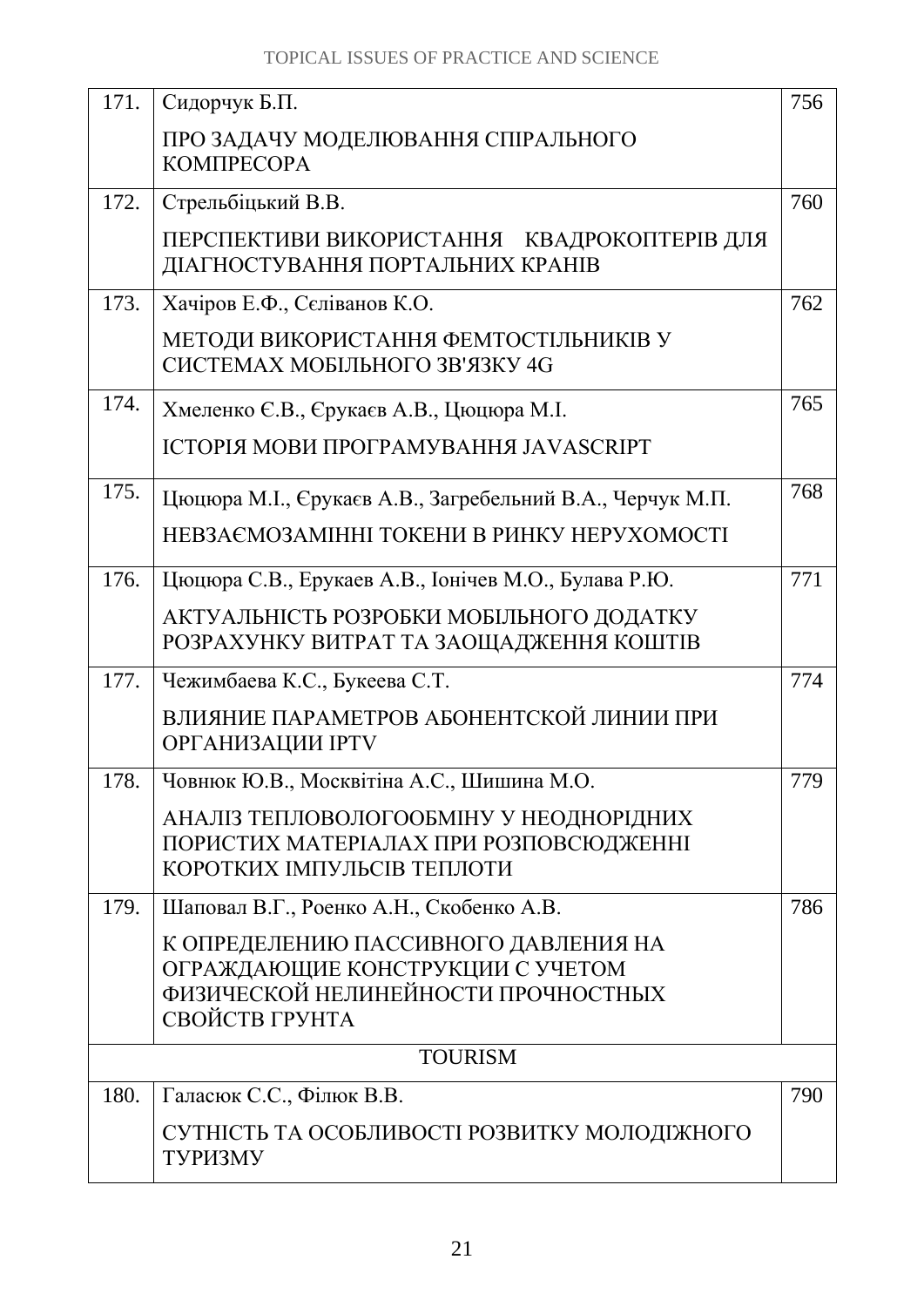| | | |
|---|---|---|
| 171. | Сидорчук Б.П.<br><br>ПРО ЗАДАЧУ МОДЕЛЮВАННЯ СПІРАЛЬНОГО КОМПРЕСОРА | 756 |
| 172. | Стрельбіцький В.В.<br><br>ПЕРСПЕКТИВИ ВИКОРИСТАННЯ КВАДРОКОПТЕРІВ ДЛЯ ДІАГНОСТУВАННЯ ПОРТАЛЬНИХ КРАНІВ | 760 |
| 173. | Хачіров Е.Ф., Сєліванов К.О.<br><br>МЕТОДИ ВИКОРИСТАННЯ ФЕМТОСТІЛЬНИКІВ У СИСТЕМАХ МОБІЛЬНОГО ЗВ'ЯЗКУ 4G | 762 |
| 174. | Хмеленко Є.В., Єрукаєв А.В., Цюцюра М.І.<br><br>ІСТОРІЯ МОВИ ПРОГРАМУВАННЯ JAVASCRIPT | 765 |
| 175. | Цюцюра М.І., Єрукаєв А.В., Загребельний В.А., Черчук М.П.<br><br>НЕВЗАЄМОЗАМІННІ ТОКЕНИ В РИНКУ НЕРУХОМОСТІ | 768 |
| 176. | Цюцюра С.В., Ерукаев А.В., Іонічев М.О., Булава Р.Ю.<br><br>АКТУАЛЬНІСТЬ РОЗРОБКИ МОБІЛЬНОГО ДОДАТКУ РОЗРАХУНКУ ВИТРАТ ТА ЗАОЩАДЖЕННЯ КОШТІВ | 771 |
| 177. | Чежимбаева К.С., Букеева С.Т.<br><br>ВЛИЯНИЕ ПАРАМЕТРОВ АБОНЕНТСКОЙ ЛИНИИ ПРИ ОРГАНИЗАЦИИ IPTV | 774 |
| 178. | Човнюк Ю.В., Москвітіна А.С., Шишина М.О.<br><br>АНАЛІЗ ТЕПЛОВОЛОГООБМІНУ У НЕОДНОРІДНИХ ПОРИСТИХ МАТЕРІАЛАХ ПРИ РОЗПОВСЮДЖЕННІ КОРОТКИХ ІМПУЛЬСІВ ТЕПЛОТИ | 779 |
| 179. | Шаповал В.Г., Роенко А.Н., Скобенко А.В.<br><br>К ОПРЕДЕЛЕНИЮ ПАССИВНОГО ДАВЛЕНИЯ НА ОГРАЖДАЮЩИЕ КОНСТРУКЦИИ С УЧЕТОМ ФИЗИЧЕСКОЙ НЕЛИНЕЙНОСТИ ПРОЧНОСТНЫХ СВОЙСТВ ГРУНТА | 786 |
| | TOURISM | |
| 180. | Галасюк С.С., Філюк В.В.<br><br>СУТНІСТЬ ТА ОСОБЛИВОСТІ РОЗВИТКУ МОЛОДІЖНОГО ТУРИЗМУ | 790 |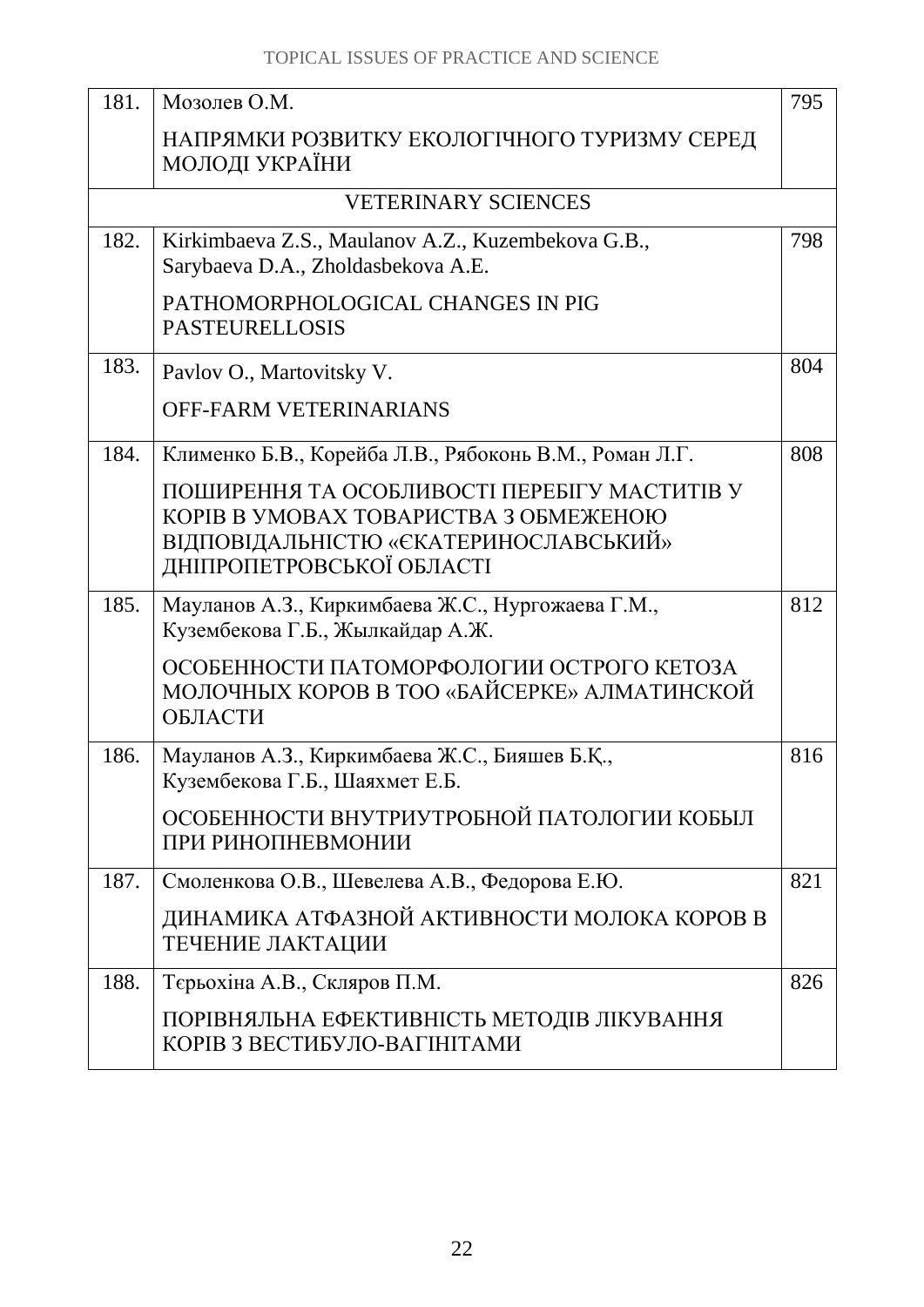| | | |
|---|---|---|
| 181. | Мозолев О.М.<br><br>НАПРЯМКИ РОЗВИТКУ ЕКОЛОГІЧНОГО ТУРИЗМУ СЕРЕД МОЛОДІ УКРАЇНИ | 795 |
| | VETERINARY SCIENCES | |
| 182. | Kirkimbaeva Z.S., Maulanov A.Z., Kuzembekova G.B., Sarybaeva D.A., Zholdasbekova A.E.<br><br>PATHOMORPHOLOGICAL CHANGES IN PIG PASTEURELLOSIS | 798 |
| 183. | Pavlov O., Martovitsky V.<br><br>OFF-FARM VETERINARIANS | 804 |
| 184. | Клименко Б.В., Корейба Л.В., Рябоконь В.М., Роман Л.Г.<br><br>ПОШИРЕННЯ ТА ОСОБЛИВОСТІ ПЕРЕБІГУ МАСТИТІВ У КОРІВ В УМОВАХ ТОВАРИСТВА З ОБМЕЖЕНОЮ ВІДПОВІДАЛЬНІСТЮ «ЄКАТЕРИНОСЛАВСЬКИЙ» ДНІПРОПЕТРОВСЬКОЇ ОБЛАСТІ | 808 |
| 185. | Мауланов А.З., Киркимбаева Ж.С., Нургожаева Г.М., Кузембекова Г.Б., Жылкайдар А.Ж.<br><br>ОСОБЕННОСТИ ПАТОМОРФОЛОГИИ ОСТРОГО КЕТОЗА МОЛОЧНЫХ КОРОВ В ТОО «БАЙСЕРКЕ» АЛМАТИНСКОЙ ОБЛАСТИ | 812 |
| 186. | Мауланов А.З., Киркимбаева Ж.С., Бияшев Б.Қ., Кузембекова Г.Б., Шаяхмет Е.Б.<br><br>ОСОБЕННОСТИ ВНУТРИУТРОБНОЙ ПАТОЛОГИИ КОБЫЛ ПРИ РИНОПНЕВМОНИИ | 816 |
| 187. | Смоленкова О.В., Шевелева А.В., Федорова Е.Ю.<br><br>ДИНАМИКА АТФАЗНОЙ АКТИВНОСТИ МОЛОКА КОРОВ В ТЕЧЕНИЕ ЛАКТАЦИИ | 821 |
| 188. | Тєрьохіна А.В., Скляров П.М.<br><br>ПОРІВНЯЛЬНА ЕФЕКТИВНІСТЬ МЕТОДІВ ЛІКУВАННЯ КОРІВ З ВЕСТИБУЛО-ВАГІНІТАМИ | 826 |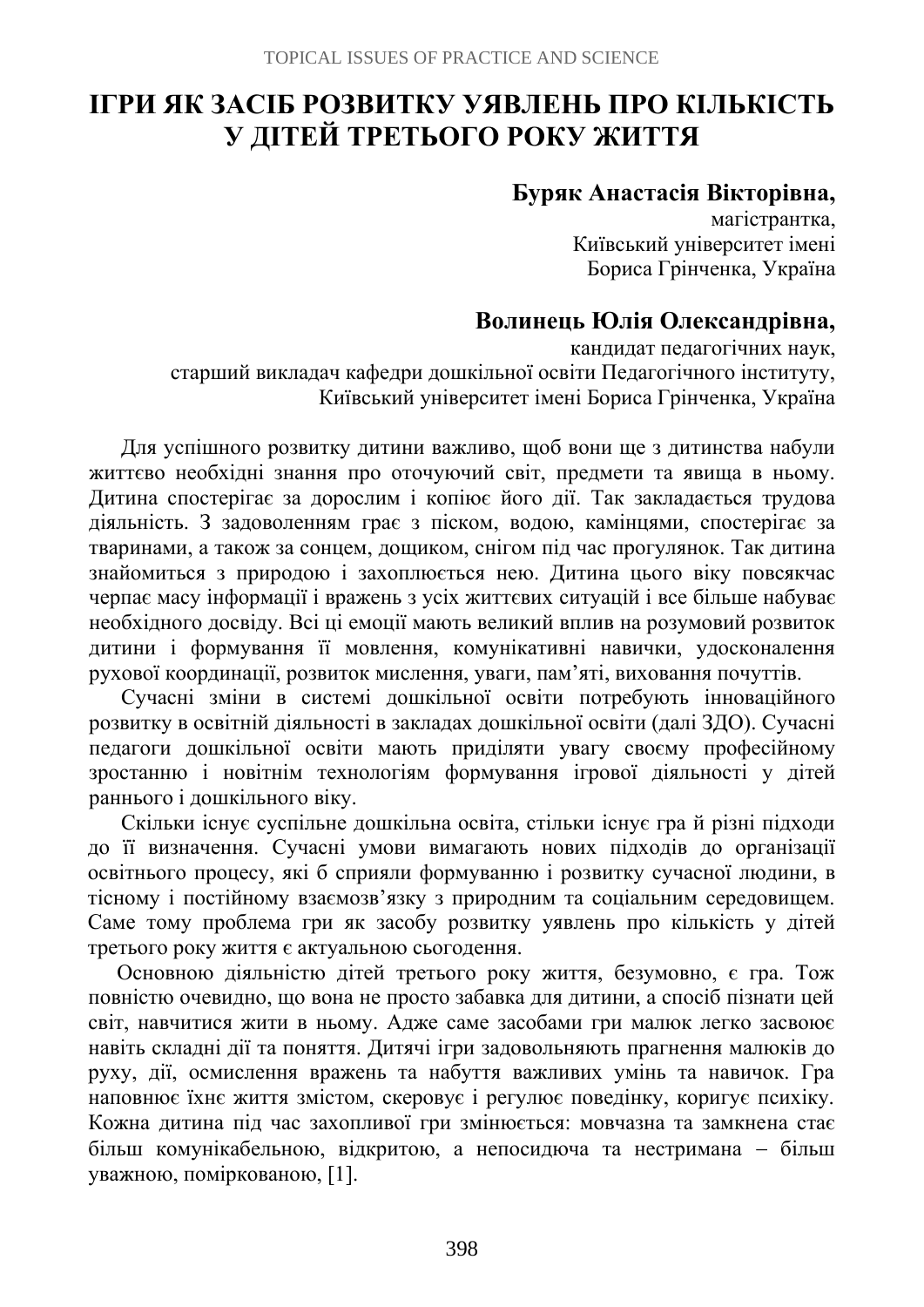# ІГРИ ЯК ЗАСІБ РОЗВИТКУ УЯВЛЕНЬ ПРО КІЛЬКІСТЬ У ДІТЕЙ ТРЕТЬОГО РОКУ ЖИТТЯ

**Буряк Анастасія Вікторівна,**
магістрантка,
Київський університет імені
Бориса Грінченка, Україна

**Волинець Юлія Олександрівна,**
кандидат педагогічних наук,
старший викладач кафедри дошкільної освіти Педагогічного інституту,
Київський університет імені Бориса Грінченка, Україна

Для успішного розвитку дитини важливо, щоб вони ще з дитинства набули життєво необхідні знання про оточуючий світ, предмети та явища в ньому. Дитина спостерігає за дорослим і копіює його дії. Так закладається трудова діяльність. З задоволенням грає з піском, водою, камінцями, спостерігає за тваринами, а також за сонцем, дощиком, снігом під час прогулянок. Так дитина знайомиться з природою і захоплюється нею. Дитина цього віку повсякчас черпає масу інформації і вражень з усіх життєвих ситуацій і все більше набуває необхідного досвіду. Всі ці емоції мають великий вплив на розумовий розвиток дитини і формування її мовлення, комунікативні навички, удосконалення рухової координації, розвиток мислення, уваги, пам'яті, виховання почуттів.

Сучасні зміни в системі дошкільної освіти потребують інноваційного розвитку в освітній діяльності в закладах дошкільної освіти (далі ЗДО). Сучасні педагоги дошкільної освіти мають приділяти увагу своєму професійному зростанню і новітнім технологіям формування ігрової діяльності у дітей раннього і дошкільного віку.

Скільки існує суспільне дошкільна освіта, стільки існує гра й різні підходи до її визначення. Сучасні умови вимагають нових підходів до організації освітнього процесу, які б сприяли формуванню і розвитку сучасної людини, в тісному і постійному взаємозв'язку з природним та соціальним середовищем. Саме тому проблема гри як засобу розвитку уявлень про кількість у дітей третього року життя є актуальною сьогодення.

Основною діяльністю дітей третього року життя, безумовно, є гра. Тож повністю очевидно, що вона не просто забавка для дитини, а спосіб пізнати цей світ, навчитися жити в ньому. Адже саме засобами гри малюк легко засвоює навіть складні дії та поняття. Дитячі ігри задовольняють прагнення малюків до руху, дії, осмислення вражень та набуття важливих умінь та навичок. Гра наповнює їхнє життя змістом, скеровує і регулює поведінку, коригує психіку. Кожна дитина під час захопливої гри змінюється: мовчазна та замкнена стає більш комунікабельною, відкритою, а непосидюча та нестримана – більш уважною, поміркованою, [1].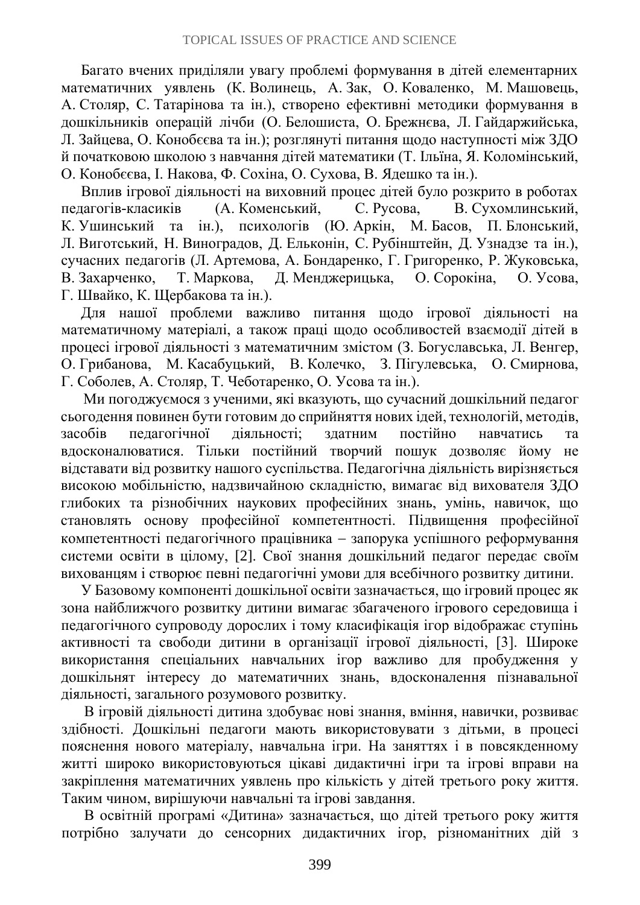Багато вчених приділяли увагу проблемі формування в дітей елементарних математичних уявлень (К. Волинець, А. Зак, О. Коваленко, М. Машовець, А. Столяр, С. Татарінова та ін.), створено ефективні методики формування в дошкільників операцій лічби (О. Белошиста, О. Брежнєва, Л. Гайдаржийська, Л. Зайцева, О. Конобєєва та ін.); розглянуті питання щодо наступності між ЗДО й початковою школою з навчання дітей математики (Т. Ільїна, Я. Коломінський, О. Конобєєва, І. Накова, Ф. Сохіна, О. Сухова, В. Ядешко та ін.).

Вплив ігрової діяльності на виховний процес дітей було розкрито в роботах педагогів-класиків (А. Коменський, С. Русова, В. Сухомлинський, К. Ушинський та ін.), психологів (Ю. Аркін, М. Басов, П. Блонський, Л. Виготський, Н. Виноградов, Д. Ельконін, С. Рубінштейн, Д. Узнадзе та ін.), сучасних педагогів (Л. Артемова, А. Бондаренко, Г. Григоренко, Р. Жуковська, В. Захарченко, Т. Маркова, Д. Менджерицька, О. Сорокіна, О. Усова, Г. Швайко, К. Щербакова та ін.).

Для нашої проблеми важливо питання щодо ігрової діяльності на математичному матеріалі, а також праці щодо особливостей взаємодії дітей в процесі ігрової діяльності з математичним змістом (З. Богуславська, Л. Венгер, О. Грибанова, М. Касабуцький, В. Колечко, З. Пігулевська, О. Смирнова, Г. Соболев, А. Столяр, Т. Чеботаренко, О. Усова та ін.).

Ми погоджуємося з ученими, які вказують, що сучасний дошкільний педагог сьогодення повинен бути готовим до сприйняття нових ідей, технологій, методів, засобів педагогічної діяльності; здатним постійно навчатись та вдосконалюватися. Тільки постійний творчий пошук дозволяє йому не відставати від розвитку нашого суспільства. Педагогічна діяльність вирізняється високою мобільністю, надзвичайною складністю, вимагає від вихователя ЗДО глибоких та різнобічних наукових професійних знань, умінь, навичок, що становлять основу професійної компетентності. Підвищення професійної компетентності педагогічного працівника – запорука успішного реформування системи освіти в цілому, [2]. Свої знання дошкільний педагог передає своїм вихованцям і створює певні педагогічні умови для всебічного розвитку дитини.

У Базовому компоненті дошкільної освіти зазначається, що ігровий процес як зона найближчого розвитку дитини вимагає збагаченого ігрового середовища і педагогічного супроводу дорослих і тому класифікація ігор відображає ступінь активності та свободи дитини в організації ігрової діяльності, [3]. Широке використання спеціальних навчальних ігор важливо для пробудження у дошкільнят інтересу до математичних знань, вдосконалення пізнавальної діяльності, загального розумового розвитку.

В ігровій діяльності дитина здобуває нові знання, вміння, навички, розвиває здібності. Дошкільні педагоги мають використовувати з дітьми, в процесі пояснення нового матеріалу, навчальна ігри. На заняттях і в повсякденному житті широко використовуються цікаві дидактичні ігри та ігрові вправи на закріплення математичних уявлень про кількість у дітей третього року життя. Таким чином, вирішуючи навчальні та ігрові завдання.

В освітній програмі «Дитина» зазначається, що дітей третього року життя потрібно залучати до сенсорних дидактичних ігор, різноманітних дій з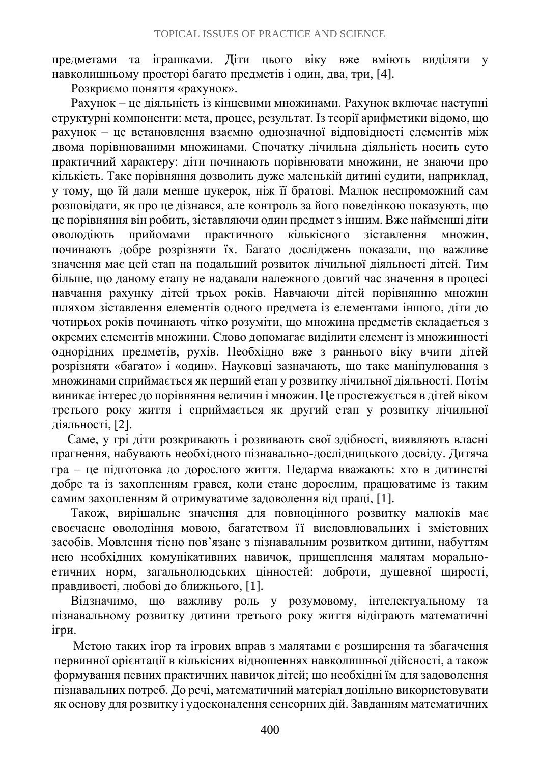предметами та іграшками. Діти цього віку вже вміють виділяти у навколишньому просторі багато предметів і один, два, три, [4].

Розкриємо поняття «рахунок».

Рахунок – це діяльність із кінцевими множинами. Рахунок включає наступні структурні компоненти: мета, процес, результат. Із теорії арифметики відомо, що рахунок – це встановлення взаємно однозначної відповідності елементів між двома порівнюваними множинами. Спочатку лічильна діяльність носить суто практичний характеру: діти починають порівнювати множини, не знаючи про кількість. Таке порівняння дозволить дуже маленькій дитині судити, наприклад, у тому, що їй дали менше цукерок, ніж її братові. Малюк неспроможний сам розповідати, як про це дізнався, але контроль за його поведінкою показують, що це порівняння він робить, зіставляючи один предмет з іншим. Вже найменші діти оволодіють прийомами практичного кількісного зіставлення множин, починають добре розрізняти їх. Багато досліджень показали, що важливе значення має цей етап на подальший розвиток лічильної діяльності дітей. Тим більше, що даному етапу не надавали належного довгий час значення в процесі навчання рахунку дітей трьох років. Навчаючи дітей порівнянню множин шляхом зіставлення елементів одного предмета із елементами іншого, діти до чотирьох років починають чітко розуміти, що множина предметів складається з окремих елементів множини. Слово допомагає виділити елемент із множинності однорідних предметів, рухів. Необхідно вже з раннього віку вчити дітей розрізняти «багато» і «один». Науковці зазначають, що таке маніпулювання з множинами сприймається як перший етап у розвитку лічильної діяльності. Потім виникає інтерес до порівняння величин і множин. Це простежується в дітей віком третього року життя і сприймається як другий етап у розвитку лічильної діяльності, [2].

Саме, у грі діти розкривають і розвивають свої здібності, виявляють власні прагнення, набувають необхідного пізнавально-дослідницького досвіду. Дитяча гра – це підготовка до дорослого життя. Недарма вважають: хто в дитинстві добре та із захопленням грався, коли стане дорослим, працюватиме із таким самим захопленням й отримуватиме задоволення від праці, [1].

Також, вирішальне значення для повноцінного розвитку малюків має своєчасне оволодіння мовою, багатством її висловлювальних і змістовних засобів. Мовлення тісно пов'язане з пізнавальним розвитком дитини, набуттям нею необхідних комунікативних навичок, прищеплення малятам морально-етичних норм, загальнолюдських цінностей: доброти, душевної щирості, правдивості, любові до ближнього, [1].

Відзначимо, що важливу роль у розумовому, інтелектуальному та пізнавальному розвитку дитини третього року життя відіграють математичні ігри.

Метою таких ігор та ігрових вправ з малятами є розширення та збагачення первинної орієнтації в кількісних відношеннях навколишньої дійсності, а також формування певних практичних навичок дітей; що необхідні їм для задоволення пізнавальних потреб. До речі, математичний матеріал доцільно використовувати як основу для розвитку і удосконалення сенсорних дій. Завданням математичних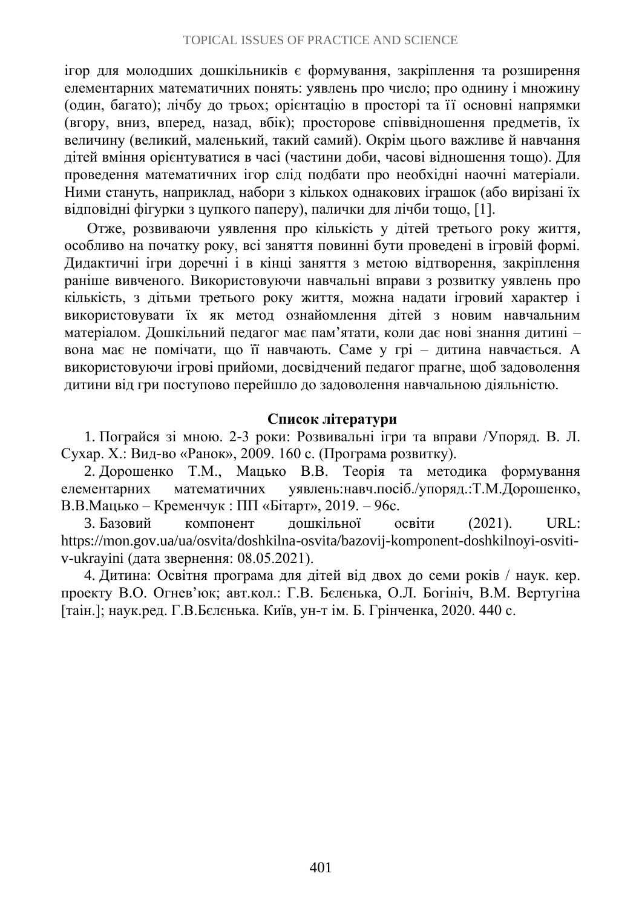ігор для молодших дошкільників є формування, закріплення та розширення елементарних математичних понять: уявлень про число; про однину і множину (один, багато); лічбу до трьох; орієнтацію в просторі та її основні напрямки (вгору, вниз, вперед, назад, вбік); просторове співвідношення предметів, їх величину (великий, маленький, такий самий). Окрім цього важливе й навчання дітей вміння орієнтуватися в часі (частини доби, часові відношення тощо). Для проведення математичних ігор слід подбати про необхідні наочні матеріали. Ними стануть, наприклад, набори з кількох однакових іграшок (або вирізані їх відповідні фігурки з цупкого паперу), палички для лічби тощо, [1].

Отже, розвиваючи уявлення про кількість у дітей третього року життя, особливо на початку року, всі заняття повинні бути проведені в ігровій формі. Дидактичні ігри доречні і в кінці заняття з метою відтворення, закріплення раніше вивченого. Використовуючи навчальні вправи з розвитку уявлень про кількість, з дітьми третього року життя, можна надати ігровий характер і використовувати їх як метод ознайомлення дітей з новим навчальним матеріалом. Дошкільний педагог має пам'ятати, коли дає нові знання дитині – вона має не помічати, що її навчають. Саме у грі – дитина навчається. А використовуючи ігрові прийоми, досвідчений педагог прагне, щоб задоволення дитини від гри поступово перейшло до задоволення навчальною діяльністю.

## Список літератури

1. Пограйся зі мною. 2-3 роки: Розвивальні ігри та вправи /Упоряд. В. Л. Сухар. Х.: Вид-во «Ранок», 2009. 160 с. (Програма розвитку).
2. Дорошенко Т.М., Мацько В.В. Теорія та методика формування елементарних математичних уявлень:навч.посіб./упоряд.:Т.М.Дорошенко, В.В.Мацько – Кременчук : ПП «Бітарт», 2019. – 96с.
3. Базовий компонент дошкільної освіти (2021). URL: https://mon.gov.ua/ua/osvita/doshkilna-osvita/bazovij-komponent-doshkilnoyi-osviti-v-ukrayini (дата звернення: 08.05.2021).
4. Дитина: Освітня програма для дітей від двох до семи років / наук. кер. проекту В.О. Огнев'юк; авт.кол.: Г.В. Бєлєнька, О.Л. Богініч, В.М. Вертугіна [таін.]; наук.ред. Г.В.Бєлєнька. Київ, ун-т ім. Б. Грінченка, 2020. 440 с.